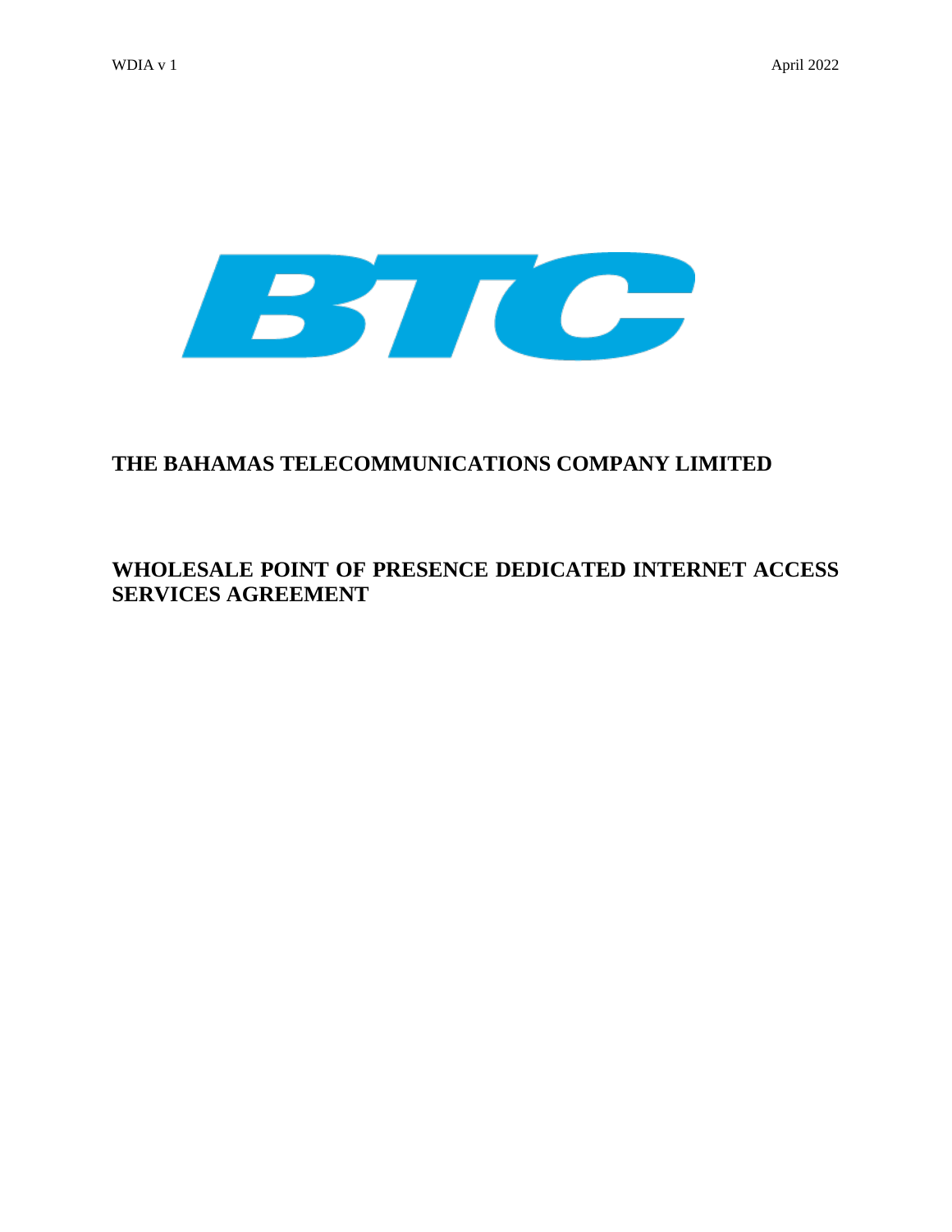BTC

# THE BAHAMAS TELECOMMUNICATIONS COMPANY LIMITED

# WHOLESALE POINT OF PRESENCE DEDICATED INTERNET ACCESS SERVICES AGREEMENT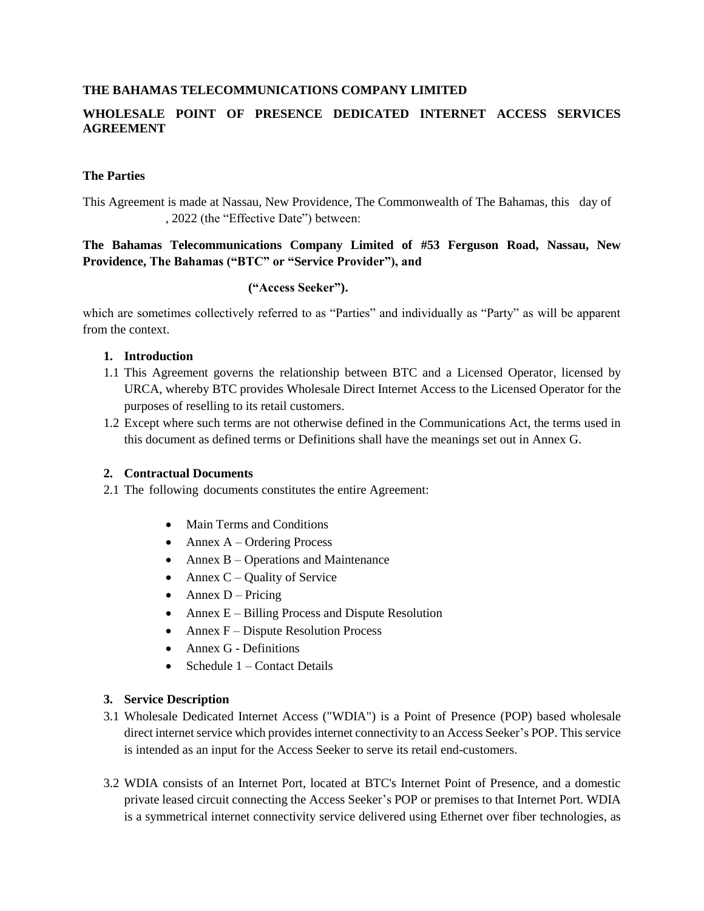**THE BAHAMAS TELECOMMUNICATIONS COMPANY LIMITED**

**WHOLESALE POINT OF PRESENCE DEDICATED INTERNET ACCESS SERVICES AGREEMENT**

**The Parties**

This Agreement is made at Nassau, New Providence, The Commonwealth of The Bahamas, this day of , 2022 (the "Effective Date") between:

**The Bahamas Telecommunications Company Limited of #53 Ferguson Road, Nassau, New Providence, The Bahamas ("BTC" or "Service Provider"), and**

**("Access Seeker").**

which are sometimes collectively referred to as "Parties" and individually as "Party" as will be apparent from the context.

1. **Introduction**

1.1 This Agreement governs the relationship between BTC and a Licensed Operator, licensed by URCA, whereby BTC provides Wholesale Direct Internet Access to the Licensed Operator for the purposes of reselling to its retail customers.

1.2 Except where such terms are not otherwise defined in the Communications Act, the terms used in this document as defined terms or Definitions shall have the meanings set out in Annex G.

2. **Contractual Documents**

2.1 The following documents constitutes the entire Agreement:

- Main Terms and Conditions
- Annex A – Ordering Process
- Annex B – Operations and Maintenance
- Annex C – Quality of Service
- Annex D – Pricing
- Annex E – Billing Process and Dispute Resolution
- Annex F – Dispute Resolution Process
- Annex G - Definitions
- Schedule 1 – Contact Details

3. **Service Description**

3.1 Wholesale Dedicated Internet Access ("WDIA") is a Point of Presence (POP) based wholesale direct internet service which provides internet connectivity to an Access Seeker's POP. This service is intended as an input for the Access Seeker to serve its retail end-customers.

3.2 WDIA consists of an Internet Port, located at BTC's Internet Point of Presence, and a domestic private leased circuit connecting the Access Seeker's POP or premises to that Internet Port. WDIA is a symmetrical internet connectivity service delivered using Ethernet over fiber technologies, as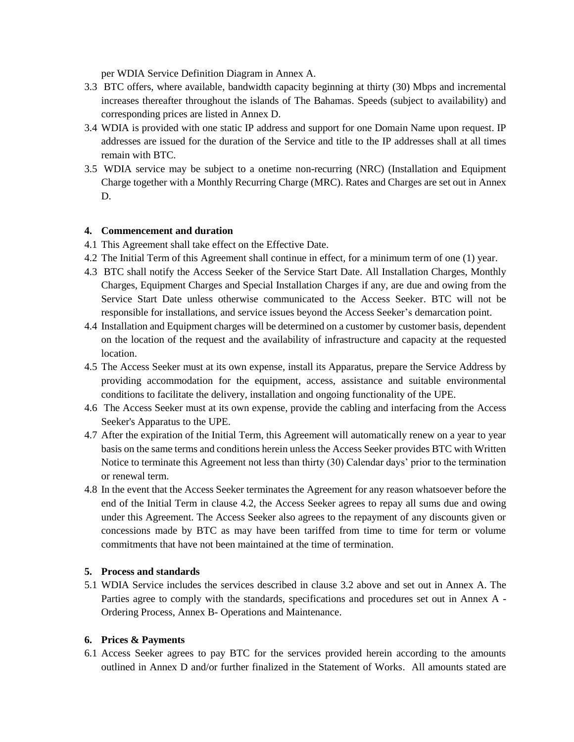per WDIA Service Definition Diagram in Annex A.

3.3 BTC offers, where available, bandwidth capacity beginning at thirty (30) Mbps and incremental increases thereafter throughout the islands of The Bahamas. Speeds (subject to availability) and corresponding prices are listed in Annex D.

3.4 WDIA is provided with one static IP address and support for one Domain Name upon request. IP addresses are issued for the duration of the Service and title to the IP addresses shall at all times remain with BTC.

3.5 WDIA service may be subject to a onetime non-recurring (NRC) (Installation and Equipment Charge together with a Monthly Recurring Charge (MRC). Rates and Charges are set out in Annex D.

**4. Commencement and duration**

4.1 This Agreement shall take effect on the Effective Date.

4.2 The Initial Term of this Agreement shall continue in effect, for a minimum term of one (1) year.

4.3 BTC shall notify the Access Seeker of the Service Start Date. All Installation Charges, Monthly Charges, Equipment Charges and Special Installation Charges if any, are due and owing from the Service Start Date unless otherwise communicated to the Access Seeker. BTC will not be responsible for installations, and service issues beyond the Access Seeker's demarcation point.

4.4 Installation and Equipment charges will be determined on a customer by customer basis, dependent on the location of the request and the availability of infrastructure and capacity at the requested location.

4.5 The Access Seeker must at its own expense, install its Apparatus, prepare the Service Address by providing accommodation for the equipment, access, assistance and suitable environmental conditions to facilitate the delivery, installation and ongoing functionality of the UPE.

4.6 The Access Seeker must at its own expense, provide the cabling and interfacing from the Access Seeker's Apparatus to the UPE.

4.7 After the expiration of the Initial Term, this Agreement will automatically renew on a year to year basis on the same terms and conditions herein unless the Access Seeker provides BTC with Written Notice to terminate this Agreement not less than thirty (30) Calendar days' prior to the termination or renewal term.

4.8 In the event that the Access Seeker terminates the Agreement for any reason whatsoever before the end of the Initial Term in clause 4.2, the Access Seeker agrees to repay all sums due and owing under this Agreement. The Access Seeker also agrees to the repayment of any discounts given or concessions made by BTC as may have been tariffed from time to time for term or volume commitments that have not been maintained at the time of termination.

**5. Process and standards**

5.1 WDIA Service includes the services described in clause 3.2 above and set out in Annex A. The Parties agree to comply with the standards, specifications and procedures set out in Annex A - Ordering Process, Annex B- Operations and Maintenance.

**6. Prices & Payments**

6.1 Access Seeker agrees to pay BTC for the services provided herein according to the amounts outlined in Annex D and/or further finalized in the Statement of Works. All amounts stated are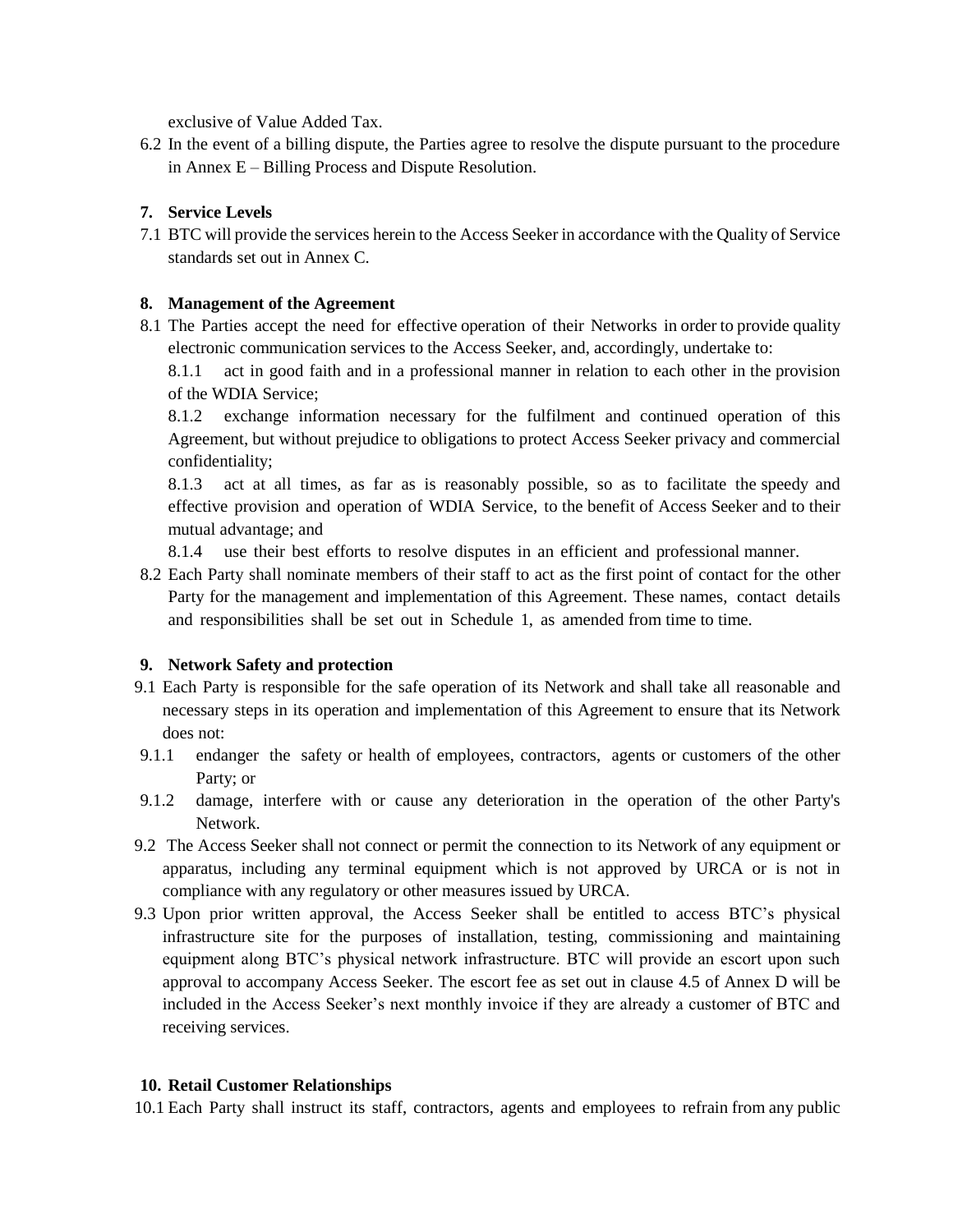exclusive of Value Added Tax.

6.2 In the event of a billing dispute, the Parties agree to resolve the dispute pursuant to the procedure in Annex E – Billing Process and Dispute Resolution.

### 7. Service Levels

7.1 BTC will provide the services herein to the Access Seeker in accordance with the Quality of Service standards set out in Annex C.

### 8. Management of the Agreement

8.1 The Parties accept the need for effective operation of their Networks in order to provide quality electronic communication services to the Access Seeker, and, accordingly, undertake to:

8.1.1 act in good faith and in a professional manner in relation to each other in the provision of the WDIA Service;

8.1.2 exchange information necessary for the fulfilment and continued operation of this Agreement, but without prejudice to obligations to protect Access Seeker privacy and commercial confidentiality;

8.1.3 act at all times, as far as is reasonably possible, so as to facilitate the speedy and effective provision and operation of WDIA Service, to the benefit of Access Seeker and to their mutual advantage; and

8.1.4 use their best efforts to resolve disputes in an efficient and professional manner.

8.2 Each Party shall nominate members of their staff to act as the first point of contact for the other Party for the management and implementation of this Agreement. These names, contact details and responsibilities shall be set out in Schedule 1, as amended from time to time.

### 9. Network Safety and protection

9.1 Each Party is responsible for the safe operation of its Network and shall take all reasonable and necessary steps in its operation and implementation of this Agreement to ensure that its Network does not:

9.1.1 endanger the safety or health of employees, contractors, agents or customers of the other Party; or

9.1.2 damage, interfere with or cause any deterioration in the operation of the other Party's Network.

9.2 The Access Seeker shall not connect or permit the connection to its Network of any equipment or apparatus, including any terminal equipment which is not approved by URCA or is not in compliance with any regulatory or other measures issued by URCA.

9.3 Upon prior written approval, the Access Seeker shall be entitled to access BTC's physical infrastructure site for the purposes of installation, testing, commissioning and maintaining equipment along BTC's physical network infrastructure. BTC will provide an escort upon such approval to accompany Access Seeker. The escort fee as set out in clause 4.5 of Annex D will be included in the Access Seeker's next monthly invoice if they are already a customer of BTC and receiving services.

### 10. Retail Customer Relationships

10.1 Each Party shall instruct its staff, contractors, agents and employees to refrain from any public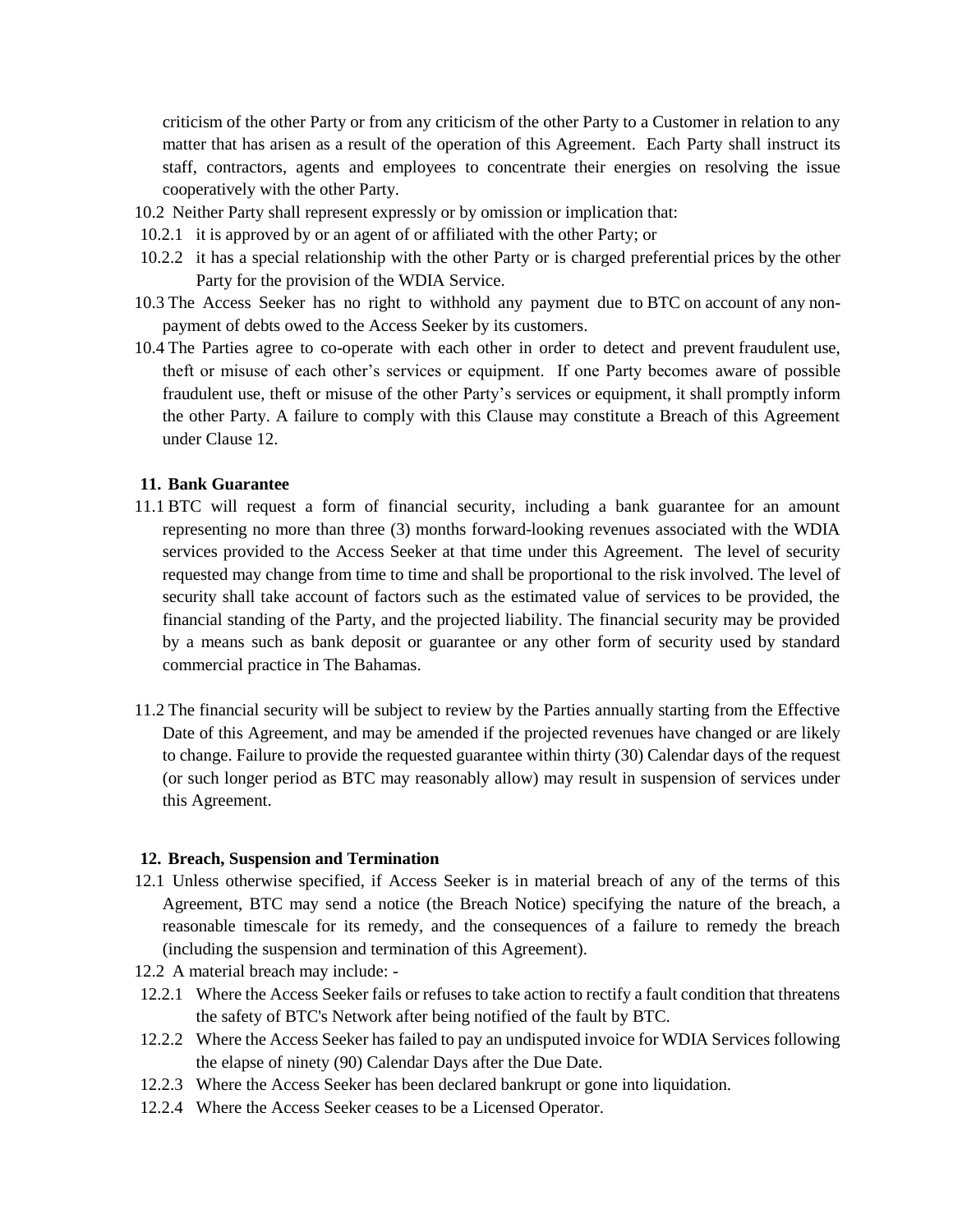criticism of the other Party or from any criticism of the other Party to a Customer in relation to any matter that has arisen as a result of the operation of this Agreement. Each Party shall instruct its staff, contractors, agents and employees to concentrate their energies on resolving the issue cooperatively with the other Party.

10.2 Neither Party shall represent expressly or by omission or implication that:

10.2.1 it is approved by or an agent of or affiliated with the other Party; or

10.2.2 it has a special relationship with the other Party or is charged preferential prices by the other Party for the provision of the WDIA Service.

10.3 The Access Seeker has no right to withhold any payment due to BTC on account of any non-payment of debts owed to the Access Seeker by its customers.

10.4 The Parties agree to co-operate with each other in order to detect and prevent fraudulent use, theft or misuse of each other's services or equipment. If one Party becomes aware of possible fraudulent use, theft or misuse of the other Party's services or equipment, it shall promptly inform the other Party. A failure to comply with this Clause may constitute a Breach of this Agreement under Clause 12.

**11. Bank Guarantee**

11.1 BTC will request a form of financial security, including a bank guarantee for an amount representing no more than three (3) months forward-looking revenues associated with the WDIA services provided to the Access Seeker at that time under this Agreement. The level of security requested may change from time to time and shall be proportional to the risk involved. The level of security shall take account of factors such as the estimated value of services to be provided, the financial standing of the Party, and the projected liability. The financial security may be provided by a means such as bank deposit or guarantee or any other form of security used by standard commercial practice in The Bahamas.

11.2 The financial security will be subject to review by the Parties annually starting from the Effective Date of this Agreement, and may be amended if the projected revenues have changed or are likely to change. Failure to provide the requested guarantee within thirty (30) Calendar days of the request (or such longer period as BTC may reasonably allow) may result in suspension of services under this Agreement.

**12. Breach, Suspension and Termination**

12.1 Unless otherwise specified, if Access Seeker is in material breach of any of the terms of this Agreement, BTC may send a notice (the Breach Notice) specifying the nature of the breach, a reasonable timescale for its remedy, and the consequences of a failure to remedy the breach (including the suspension and termination of this Agreement).

12.2 A material breach may include: -

12.2.1 Where the Access Seeker fails or refuses to take action to rectify a fault condition that threatens the safety of BTC's Network after being notified of the fault by BTC.

12.2.2 Where the Access Seeker has failed to pay an undisputed invoice for WDIA Services following the elapse of ninety (90) Calendar Days after the Due Date.

12.2.3 Where the Access Seeker has been declared bankrupt or gone into liquidation.

12.2.4 Where the Access Seeker ceases to be a Licensed Operator.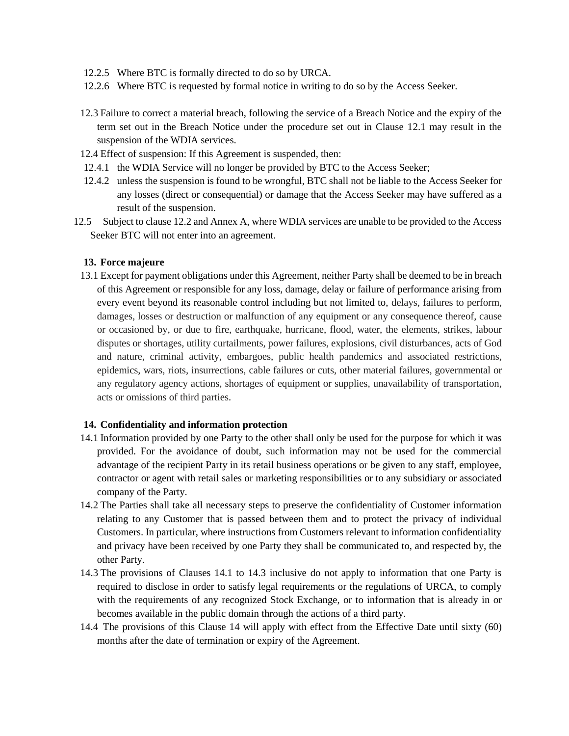12.2.5 Where BTC is formally directed to do so by URCA.

12.2.6 Where BTC is requested by formal notice in writing to do so by the Access Seeker.

12.3 Failure to correct a material breach, following the service of a Breach Notice and the expiry of the term set out in the Breach Notice under the procedure set out in Clause 12.1 may result in the suspension of the WDIA services.

12.4 Effect of suspension: If this Agreement is suspended, then:

12.4.1 the WDIA Service will no longer be provided by BTC to the Access Seeker;

12.4.2 unless the suspension is found to be wrongful, BTC shall not be liable to the Access Seeker for any losses (direct or consequential) or damage that the Access Seeker may have suffered as a result of the suspension.

12.5 Subject to clause 12.2 and Annex A, where WDIA services are unable to be provided to the Access Seeker BTC will not enter into an agreement.

## 13. Force majeure

13.1 Except for payment obligations under this Agreement, neither Party shall be deemed to be in breach of this Agreement or responsible for any loss, damage, delay or failure of performance arising from every event beyond its reasonable control including but not limited to, delays, failures to perform, damages, losses or destruction or malfunction of any equipment or any consequence thereof, cause or occasioned by, or due to fire, earthquake, hurricane, flood, water, the elements, strikes, labour disputes or shortages, utility curtailments, power failures, explosions, civil disturbances, acts of God and nature, criminal activity, embargoes, public health pandemics and associated restrictions, epidemics, wars, riots, insurrections, cable failures or cuts, other material failures, governmental or any regulatory agency actions, shortages of equipment or supplies, unavailability of transportation, acts or omissions of third parties.

## 14. Confidentiality and information protection

14.1 Information provided by one Party to the other shall only be used for the purpose for which it was provided. For the avoidance of doubt, such information may not be used for the commercial advantage of the recipient Party in its retail business operations or be given to any staff, employee, contractor or agent with retail sales or marketing responsibilities or to any subsidiary or associated company of the Party.

14.2 The Parties shall take all necessary steps to preserve the confidentiality of Customer information relating to any Customer that is passed between them and to protect the privacy of individual Customers. In particular, where instructions from Customers relevant to information confidentiality and privacy have been received by one Party they shall be communicated to, and respected by, the other Party.

14.3 The provisions of Clauses 14.1 to 14.3 inclusive do not apply to information that one Party is required to disclose in order to satisfy legal requirements or the regulations of URCA, to comply with the requirements of any recognized Stock Exchange, or to information that is already in or becomes available in the public domain through the actions of a third party.

14.4 The provisions of this Clause 14 will apply with effect from the Effective Date until sixty (60) months after the date of termination or expiry of the Agreement.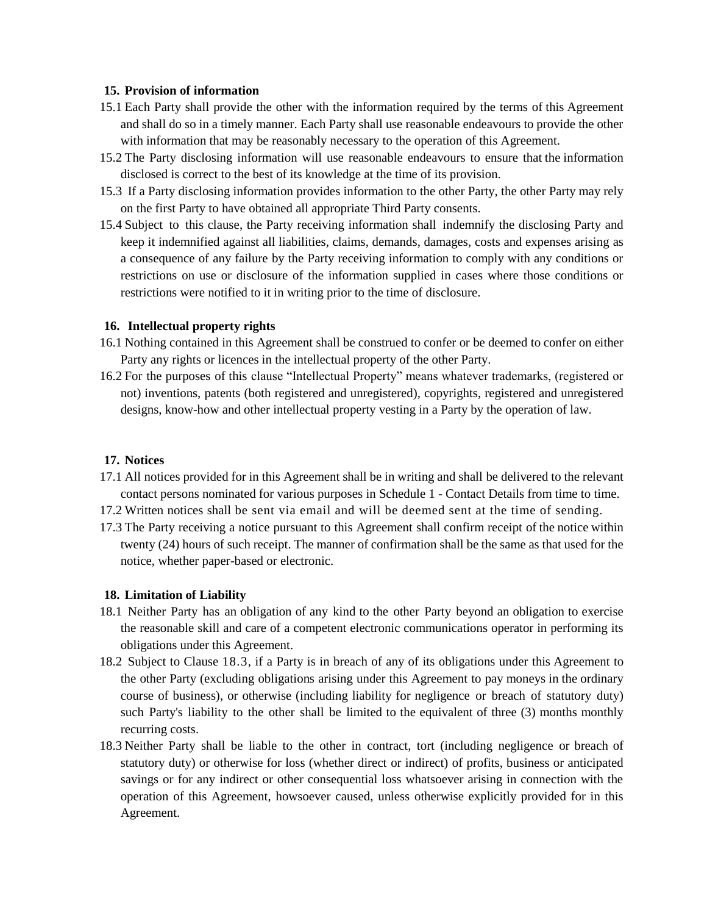**15. Provision of information**

15.1 Each Party shall provide the other with the information required by the terms of this Agreement and shall do so in a timely manner. Each Party shall use reasonable endeavours to provide the other with information that may be reasonably necessary to the operation of this Agreement.

15.2 The Party disclosing information will use reasonable endeavours to ensure that the information disclosed is correct to the best of its knowledge at the time of its provision.

15.3 If a Party disclosing information provides information to the other Party, the other Party may rely on the first Party to have obtained all appropriate Third Party consents.

15.4 Subject to this clause, the Party receiving information shall indemnify the disclosing Party and keep it indemnified against all liabilities, claims, demands, damages, costs and expenses arising as a consequence of any failure by the Party receiving information to comply with any conditions or restrictions on use or disclosure of the information supplied in cases where those conditions or restrictions were notified to it in writing prior to the time of disclosure.

**16. Intellectual property rights**

16.1 Nothing contained in this Agreement shall be construed to confer or be deemed to confer on either Party any rights or licences in the intellectual property of the other Party.

16.2 For the purposes of this clause "Intellectual Property" means whatever trademarks, (registered or not) inventions, patents (both registered and unregistered), copyrights, registered and unregistered designs, know-how and other intellectual property vesting in a Party by the operation of law.

**17. Notices**

17.1 All notices provided for in this Agreement shall be in writing and shall be delivered to the relevant contact persons nominated for various purposes in Schedule 1 - Contact Details from time to time.

17.2 Written notices shall be sent via email and will be deemed sent at the time of sending.

17.3 The Party receiving a notice pursuant to this Agreement shall confirm receipt of the notice within twenty (24) hours of such receipt. The manner of confirmation shall be the same as that used for the notice, whether paper-based or electronic.

**18. Limitation of Liability**

18.1 Neither Party has an obligation of any kind to the other Party beyond an obligation to exercise the reasonable skill and care of a competent electronic communications operator in performing its obligations under this Agreement.

18.2 Subject to Clause 18.3, if a Party is in breach of any of its obligations under this Agreement to the other Party (excluding obligations arising under this Agreement to pay moneys in the ordinary course of business), or otherwise (including liability for negligence or breach of statutory duty) such Party's liability to the other shall be limited to the equivalent of three (3) months monthly recurring costs.

18.3 Neither Party shall be liable to the other in contract, tort (including negligence or breach of statutory duty) or otherwise for loss (whether direct or indirect) of profits, business or anticipated savings or for any indirect or other consequential loss whatsoever arising in connection with the operation of this Agreement, howsoever caused, unless otherwise explicitly provided for in this Agreement.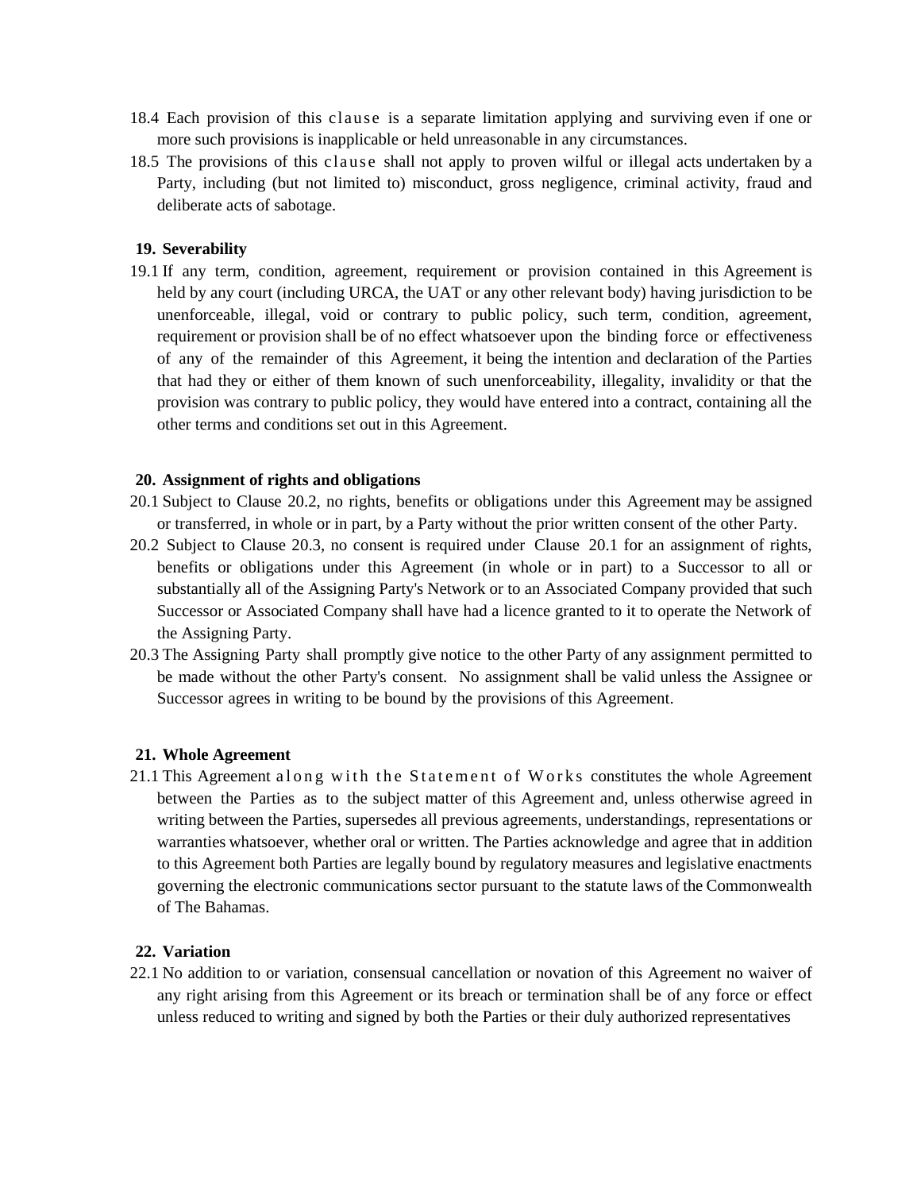18.4 Each provision of this clause is a separate limitation applying and surviving even if one or more such provisions is inapplicable or held unreasonable in any circumstances.

18.5 The provisions of this clause shall not apply to proven wilful or illegal acts undertaken by a Party, including (but not limited to) misconduct, gross negligence, criminal activity, fraud and deliberate acts of sabotage.

## 19. Severability

19.1 If any term, condition, agreement, requirement or provision contained in this Agreement is held by any court (including URCA, the UAT or any other relevant body) having jurisdiction to be unenforceable, illegal, void or contrary to public policy, such term, condition, agreement, requirement or provision shall be of no effect whatsoever upon the binding force or effectiveness of any of the remainder of this Agreement, it being the intention and declaration of the Parties that had they or either of them known of such unenforceability, illegality, invalidity or that the provision was contrary to public policy, they would have entered into a contract, containing all the other terms and conditions set out in this Agreement.

## 20. Assignment of rights and obligations

20.1 Subject to Clause 20.2, no rights, benefits or obligations under this Agreement may be assigned or transferred, in whole or in part, by a Party without the prior written consent of the other Party.

20.2 Subject to Clause 20.3, no consent is required under Clause 20.1 for an assignment of rights, benefits or obligations under this Agreement (in whole or in part) to a Successor to all or substantially all of the Assigning Party's Network or to an Associated Company provided that such Successor or Associated Company shall have had a licence granted to it to operate the Network of the Assigning Party.

20.3 The Assigning Party shall promptly give notice to the other Party of any assignment permitted to be made without the other Party's consent. No assignment shall be valid unless the Assignee or Successor agrees in writing to be bound by the provisions of this Agreement.

## 21. Whole Agreement

21.1 This Agreement along with the Statement of Works constitutes the whole Agreement between the Parties as to the subject matter of this Agreement and, unless otherwise agreed in writing between the Parties, supersedes all previous agreements, understandings, representations or warranties whatsoever, whether oral or written. The Parties acknowledge and agree that in addition to this Agreement both Parties are legally bound by regulatory measures and legislative enactments governing the electronic communications sector pursuant to the statute laws of the Commonwealth of The Bahamas.

## 22. Variation

22.1 No addition to or variation, consensual cancellation or novation of this Agreement no waiver of any right arising from this Agreement or its breach or termination shall be of any force or effect unless reduced to writing and signed by both the Parties or their duly authorized representatives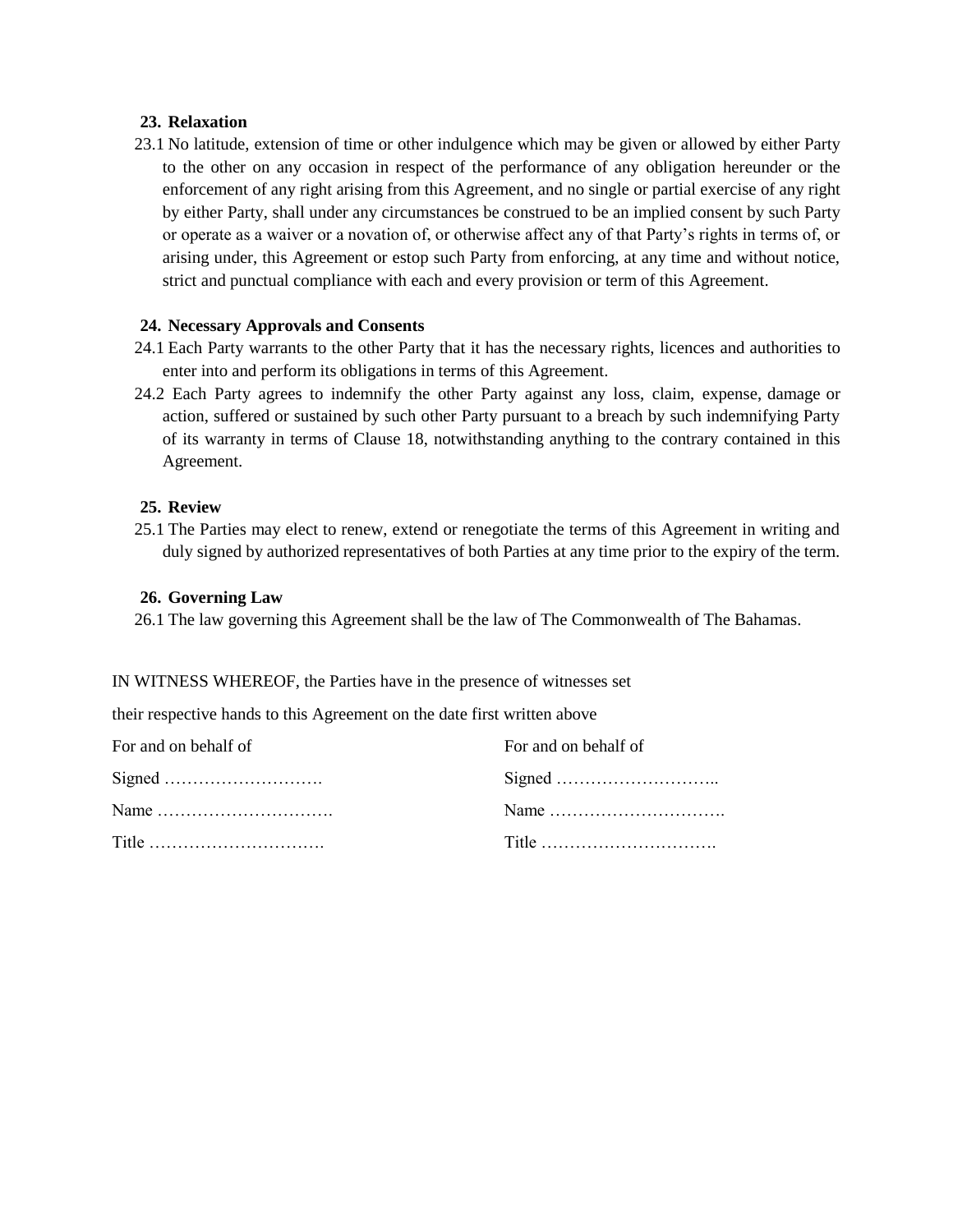## 23. Relaxation

23.1 No latitude, extension of time or other indulgence which may be given or allowed by either Party to the other on any occasion in respect of the performance of any obligation hereunder or the enforcement of any right arising from this Agreement, and no single or partial exercise of any right by either Party, shall under any circumstances be construed to be an implied consent by such Party or operate as a waiver or a novation of, or otherwise affect any of that Party's rights in terms of, or arising under, this Agreement or estop such Party from enforcing, at any time and without notice, strict and punctual compliance with each and every provision or term of this Agreement.

## 24. Necessary Approvals and Consents

24.1 Each Party warrants to the other Party that it has the necessary rights, licences and authorities to enter into and perform its obligations in terms of this Agreement.

24.2 Each Party agrees to indemnify the other Party against any loss, claim, expense, damage or action, suffered or sustained by such other Party pursuant to a breach by such indemnifying Party of its warranty in terms of Clause 18, notwithstanding anything to the contrary contained in this Agreement.

## 25. Review

25.1 The Parties may elect to renew, extend or renegotiate the terms of this Agreement in writing and duly signed by authorized representatives of both Parties at any time prior to the expiry of the term.

## 26. Governing Law

26.1 The law governing this Agreement shall be the law of The Commonwealth of The Bahamas.

IN WITNESS WHEREOF, the Parties have in the presence of witnesses set

their respective hands to this Agreement on the date first written above

| For and on behalf of | For and on behalf of |
|---|---|
| Signed ………………………. | Signed ……………………….. |
| Name …………………………. | Name …………………………. |
| Title …………………………. | Title …………………………. |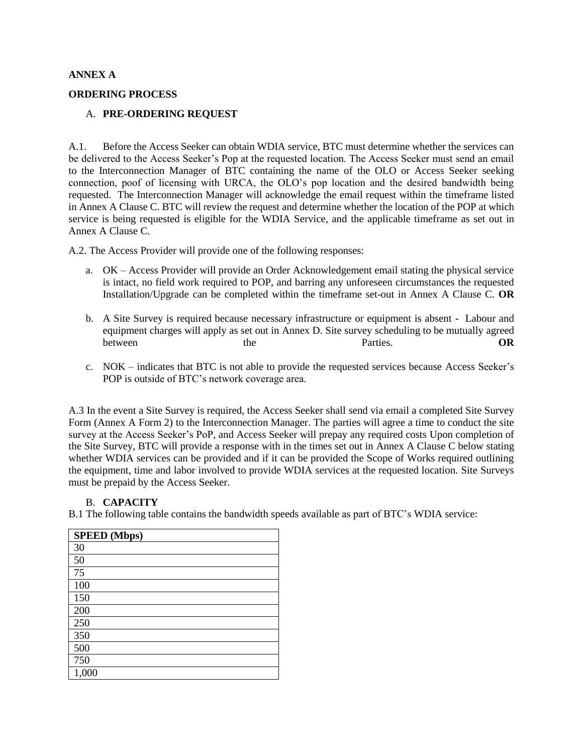**ANNEX A**

**ORDERING PROCESS**

A. **PRE-ORDERING REQUEST**

A.1. Before the Access Seeker can obtain WDIA service, BTC must determine whether the services can be delivered to the Access Seeker's Pop at the requested location. The Access Seeker must send an email to the Interconnection Manager of BTC containing the name of the OLO or Access Seeker seeking connection, poof of licensing with URCA, the OLO's pop location and the desired bandwidth being requested. The Interconnection Manager will acknowledge the email request within the timeframe listed in Annex A Clause C. BTC will review the request and determine whether the location of the POP at which service is being requested is eligible for the WDIA Service, and the applicable timeframe as set out in Annex A Clause C.

A.2. The Access Provider will provide one of the following responses:

a. OK – Access Provider will provide an Order Acknowledgement email stating the physical service is intact, no field work required to POP, and barring any unforeseen circumstances the requested Installation/Upgrade can be completed within the timeframe set-out in Annex A Clause C. **OR**

b. A Site Survey is required because necessary infrastructure or equipment is absent - Labour and equipment charges will apply as set out in Annex D. Site survey scheduling to be mutually agreed between the Parties. **OR**

c. NOK – indicates that BTC is not able to provide the requested services because Access Seeker's POP is outside of BTC's network coverage area.

A.3 In the event a Site Survey is required, the Access Seeker shall send via email a completed Site Survey Form (Annex A Form 2) to the Interconnection Manager. The parties will agree a time to conduct the site survey at the Access Seeker's PoP, and Access Seeker will prepay any required costs Upon completion of the Site Survey, BTC will provide a response with in the times set out in Annex A Clause C below stating whether WDIA services can be provided and if it can be provided the Scope of Works required outlining the equipment, time and labor involved to provide WDIA services at the requested location. Site Surveys must be prepaid by the Access Seeker.

B. **CAPACITY**

B.1 The following table contains the bandwidth speeds available as part of BTC's WDIA service:

| **SPEED (Mbps)** |
|---|
| 30 |
| 50 |
| 75 |
| 100 |
| 150 |
| 200 |
| 250 |
| 350 |
| 500 |
| 750 |
| 1,000 |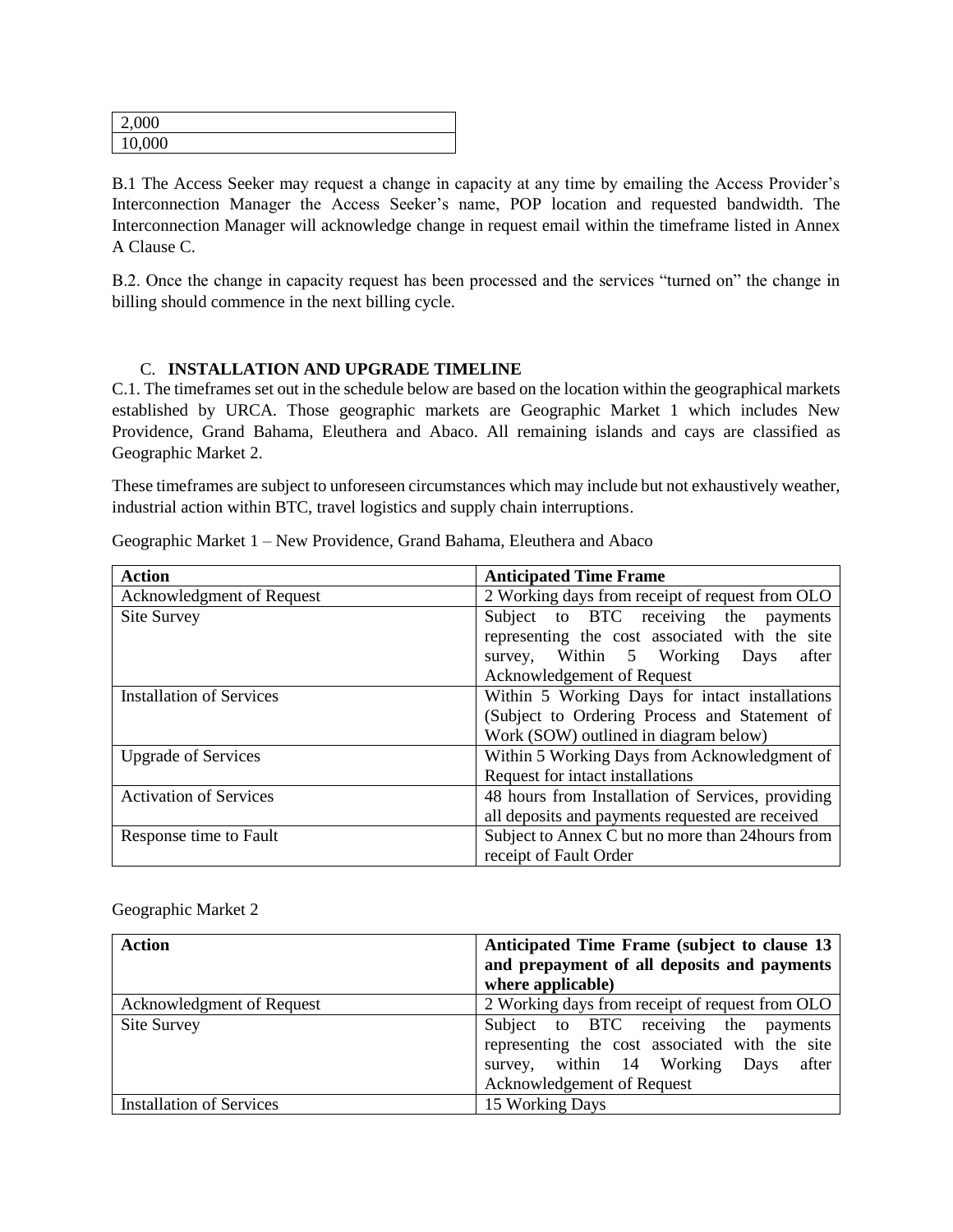| 2,000 |
| --- |
| 10,000 |

B.1 The Access Seeker may request a change in capacity at any time by emailing the Access Provider's Interconnection Manager the Access Seeker's name, POP location and requested bandwidth. The Interconnection Manager will acknowledge change in request email within the timeframe listed in Annex A Clause C.

B.2. Once the change in capacity request has been processed and the services "turned on" the change in billing should commence in the next billing cycle.

## C. INSTALLATION AND UPGRADE TIMELINE

C.1. The timeframes set out in the schedule below are based on the location within the geographical markets established by URCA. Those geographic markets are Geographic Market 1 which includes New Providence, Grand Bahama, Eleuthera and Abaco. All remaining islands and cays are classified as Geographic Market 2.

These timeframes are subject to unforeseen circumstances which may include but not exhaustively weather, industrial action within BTC, travel logistics and supply chain interruptions.

Geographic Market 1 – New Providence, Grand Bahama, Eleuthera and Abaco

| Action | Anticipated Time Frame |
| --- | --- |
| Acknowledgment of Request | 2 Working days from receipt of request from OLO |
| Site Survey | Subject to BTC receiving the payments representing the cost associated with the site survey, Within 5 Working Days after Acknowledgement of Request |
| Installation of Services | Within 5 Working Days for intact installations (Subject to Ordering Process and Statement of Work (SOW) outlined in diagram below) |
| Upgrade of Services | Within 5 Working Days from Acknowledgment of Request for intact installations |
| Activation of Services | 48 hours from Installation of Services, providing all deposits and payments requested are received |
| Response time to Fault | Subject to Annex C but no more than 24hours from receipt of Fault Order |

Geographic Market 2

| Action | Anticipated Time Frame (subject to clause 13 and prepayment of all deposits and payments where applicable) |
| --- | --- |
| Acknowledgment of Request | 2 Working days from receipt of request from OLO |
| Site Survey | Subject to BTC receiving the payments representing the cost associated with the site survey, within 14 Working Days after Acknowledgement of Request |
| Installation of Services | 15 Working Days |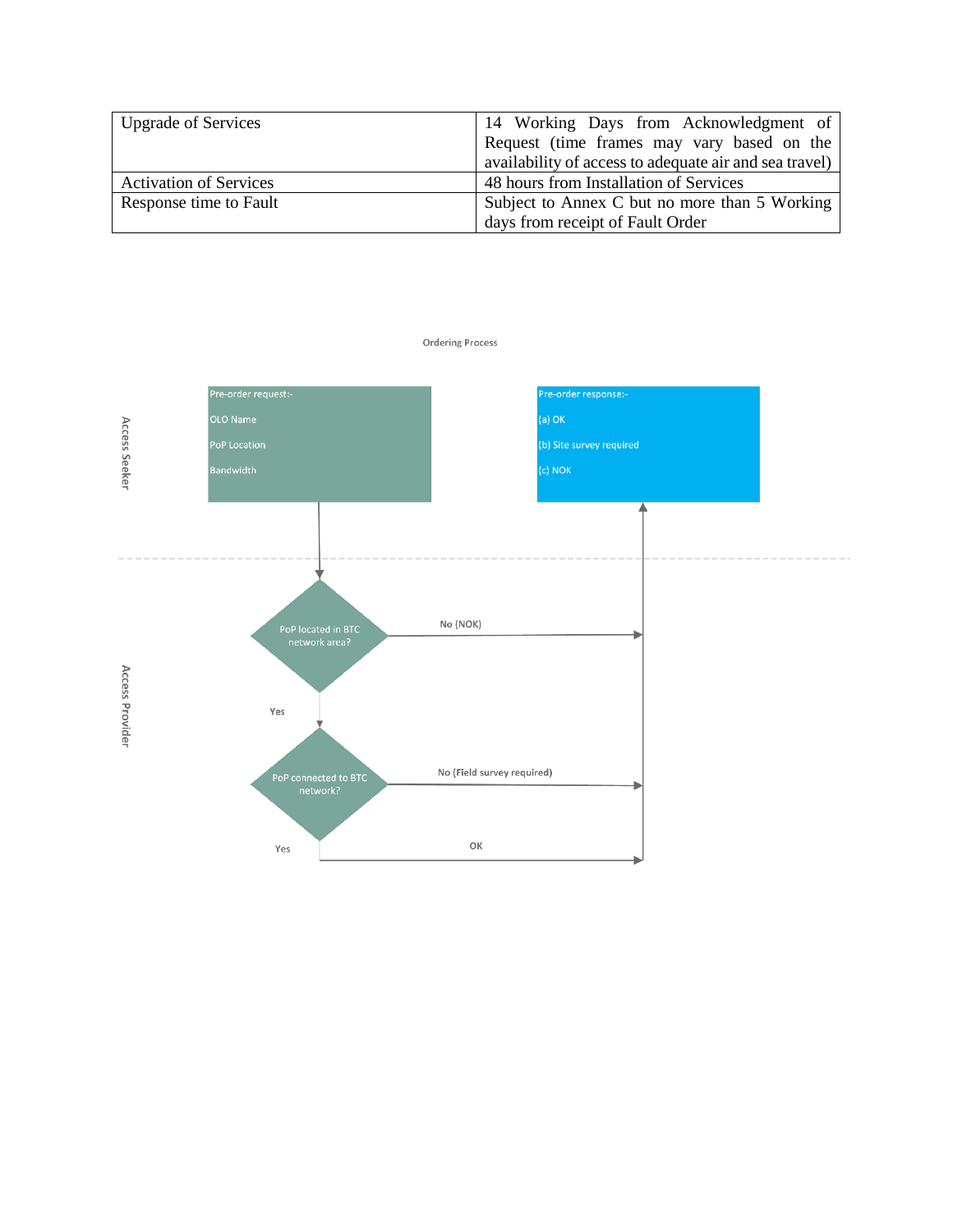| Upgrade of Services | 14 Working Days from Acknowledgment of Request (time frames may vary based on the availability of access to adequate air and sea travel) |
|---|---|
| Activation of Services | 48 hours from Installation of Services |
| Response time to Fault | Subject to Annex C but no more than 5 Working days from receipt of Fault Order |

Ordering Process

Access Seeker

Pre-order request:-

OLO Name

PoP Location

Bandwidth

Pre-order response:-

(a) OK

(b) Site survey required

(c) NOK

Access Provider

PoP located in BTC network area?

No (NOK)

Yes

PoP connected to BTC network?

No (Field survey required)

Yes

OK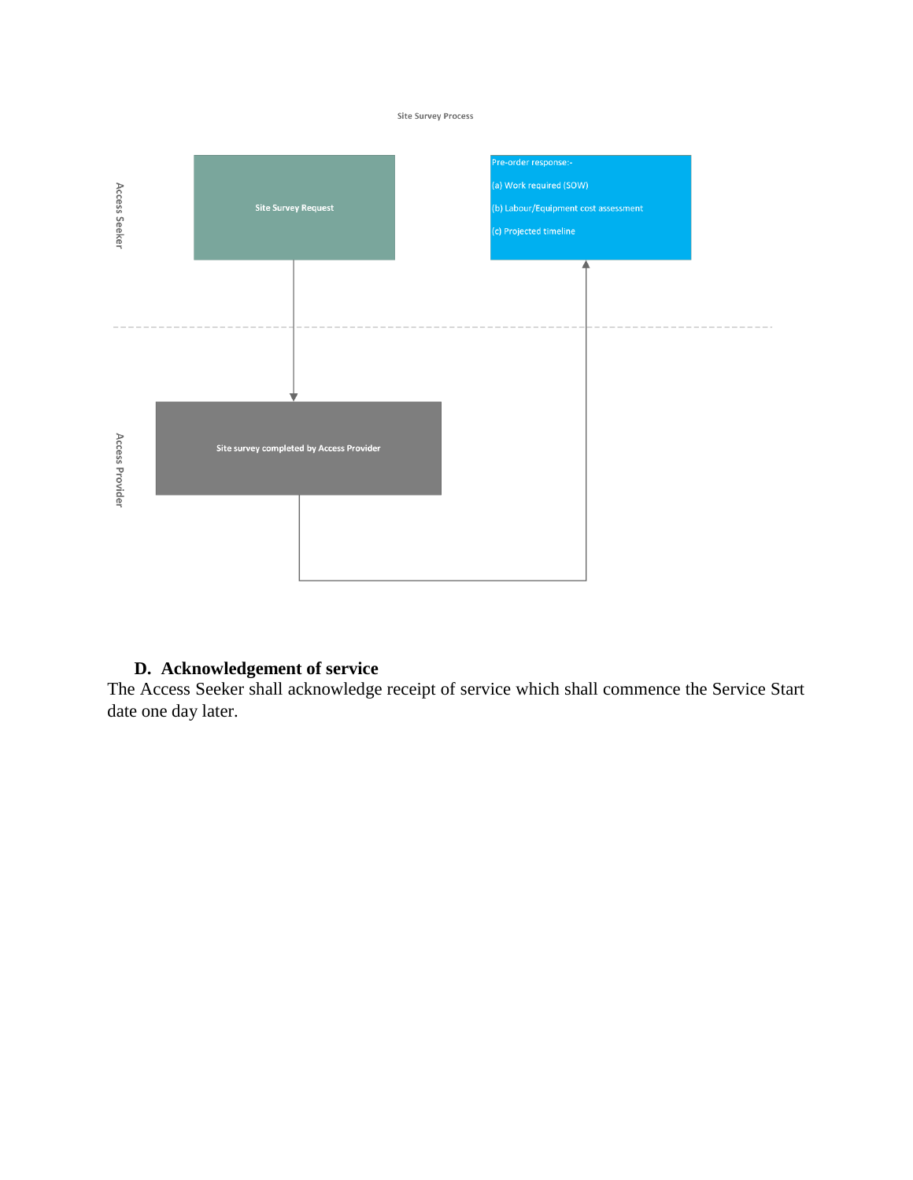Site Survey Process

Access Seeker

Site Survey Request

Pre-order response:-

(a) Work required (SOW)

(b) Labour/Equipment cost assessment

(c) Projected timeline

Access Provider

Site survey completed by Access Provider

## D. Acknowledgement of service

The Access Seeker shall acknowledge receipt of service which shall commence the Service Start date one day later.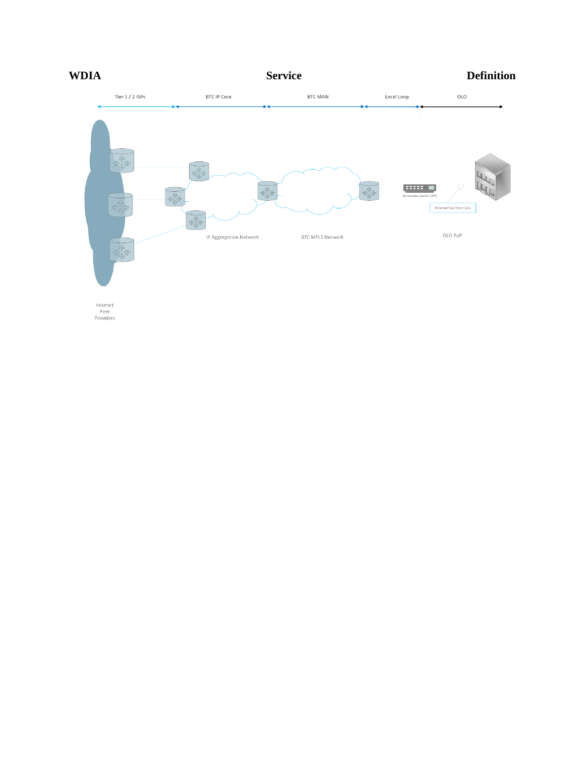# WDIA Service Definition

Tier 1 / 2 ISPs | BTC IP Core | BTC MAN | Local Loop | OLO

Internet Peer Providers

IP Aggregation Network

BTC MPLS Network

Demarcation Switch (UPE)

Ethernet/Fiber Patch Cable

OLO PoP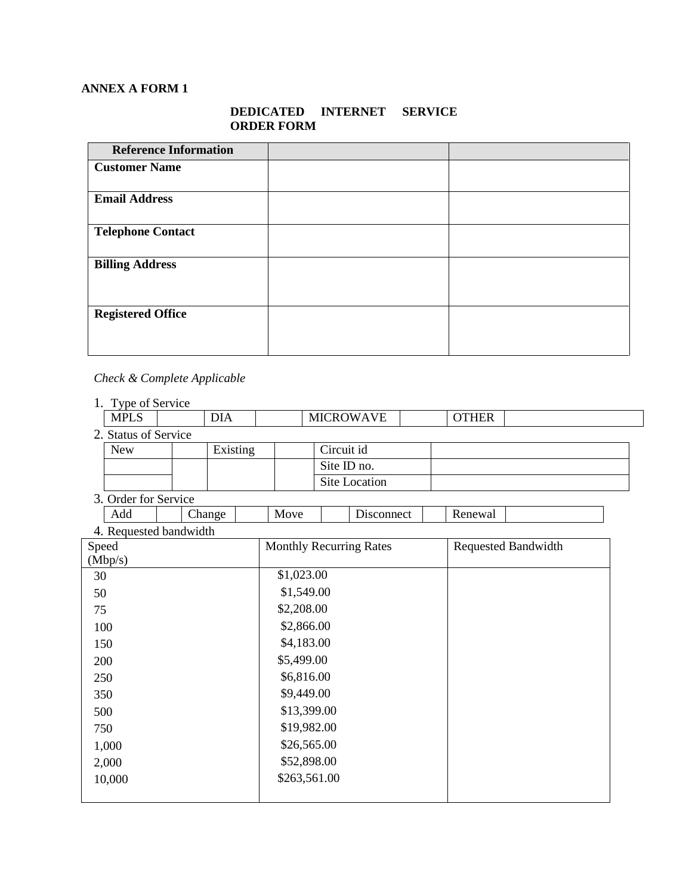**ANNEX A FORM 1**

**DEDICATED INTERNET SERVICE ORDER FORM**

| Reference Information | | |
|---|---|---|
| **Customer Name** | | |
| **Email Address** | | |
| **Telephone Contact** | | |
| **Billing Address** | | |
| **Registered Office** | | |

*Check & Complete Applicable*

1. Type of Service

| MPLS | | DIA | | MICROWAVE | | OTHER | |
|---|---|---|---|---|---|---|---|

2. Status of Service

| New | | Existing | | Circuit id | |
|---|---|---|---|---|---|
| | | | | Site ID no. | |
| | | | | Site Location | |

3. Order for Service

| Add | | Change | | Move | | Disconnect | | Renewal | |
|---|---|---|---|---|---|---|---|---|---|

4. Requested bandwidth

| Speed (Mbp/s) | Monthly Recurring Rates | Requested Bandwidth |
|---|---|---|
| 30 | $1,023.00 | |
| 50 | $1,549.00 | |
| 75 | $2,208.00 | |
| 100 | $2,866.00 | |
| 150 | $4,183.00 | |
| 200 | $5,499.00 | |
| 250 | $6,816.00 | |
| 350 | $9,449.00 | |
| 500 | $13,399.00 | |
| 750 | $19,982.00 | |
| 1,000 | $26,565.00 | |
| 2,000 | $52,898.00 | |
| 10,000 | $263,561.00 | |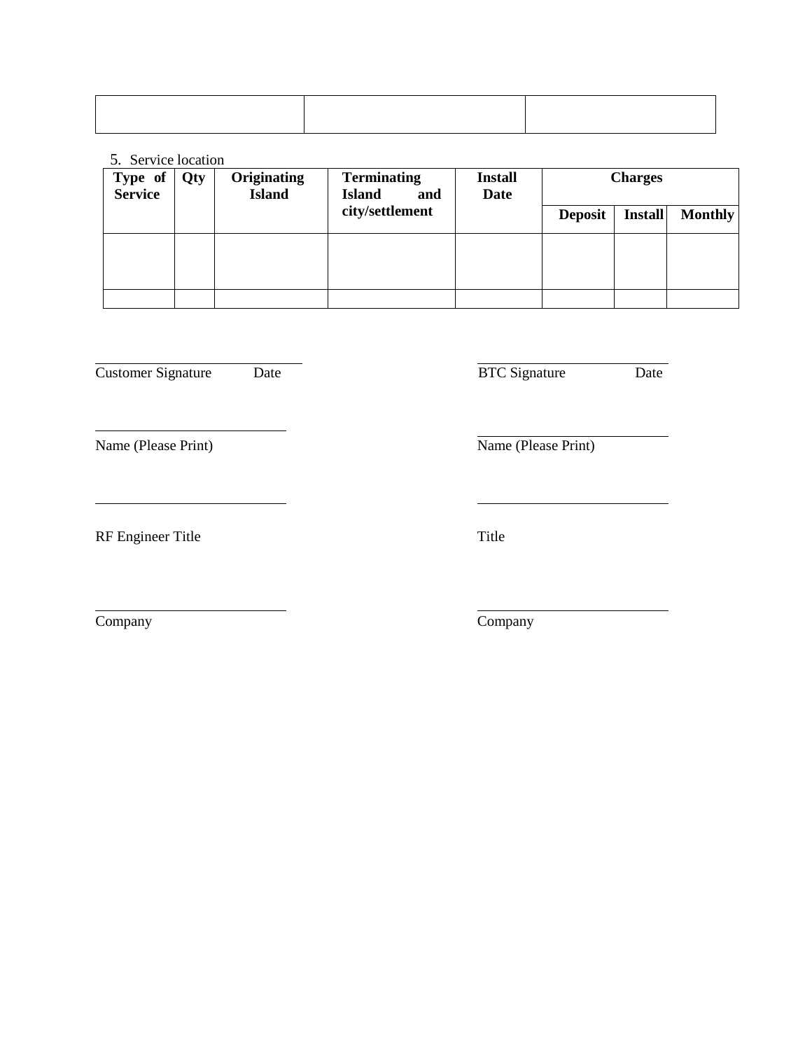| | | |
|---|---|---|
| | | |

5. Service location

| Type of Service | Qty | Originating Island | Terminating Island and city/settlement | Install Date | Charges | | |
|---|---|---|---|---|---|---|---|
| | | | | | Deposit | Install | Monthly |
| | | | | | | | |
| | | | | | | | |

\_\_\_\_\_\_\_\_\_\_\_\_\_\_\_\_\_\_\_\_\_\_\_\_\_\_\_\_

Customer Signature Date

\_\_\_\_\_\_\_\_\_\_\_\_\_\_\_\_\_\_\_\_\_\_\_\_\_\_\_\_

Name (Please Print)

\_\_\_\_\_\_\_\_\_\_\_\_\_\_\_\_\_\_\_\_\_\_\_\_\_\_\_\_

RF Engineer Title

\_\_\_\_\_\_\_\_\_\_\_\_\_\_\_\_\_\_\_\_\_\_\_\_\_\_\_\_

Company

\_\_\_\_\_\_\_\_\_\_\_\_\_\_\_\_\_\_\_\_\_\_\_\_\_\_\_\_

BTC Signature Date

\_\_\_\_\_\_\_\_\_\_\_\_\_\_\_\_\_\_\_\_\_\_\_\_\_\_\_\_

Name (Please Print)

\_\_\_\_\_\_\_\_\_\_\_\_\_\_\_\_\_\_\_\_\_\_\_\_\_\_\_\_

Title

\_\_\_\_\_\_\_\_\_\_\_\_\_\_\_\_\_\_\_\_\_\_\_\_\_\_\_\_

Company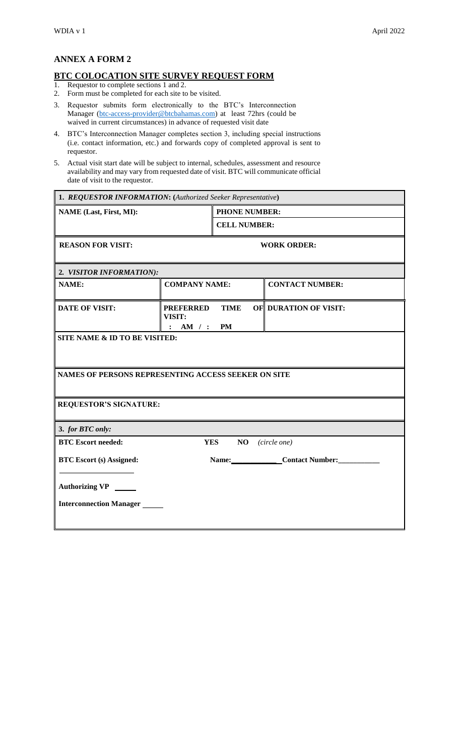## ANNEX A FORM 2

### BTC COLOCATION SITE SURVEY REQUEST FORM

1. Requestor to complete sections 1 and 2.
2. Form must be completed for each site to be visited.
3. Requestor submits form electronically to the BTC's Interconnection Manager (btc-access-provider@btcbahamas.com) at least 72hrs (could be waived in current circumstances) in advance of requested visit date
4. BTC's Interconnection Manager completes section 3, including special instructions (i.e. contact information, etc.) and forwards copy of completed approval is sent to requestor.
5. Actual visit start date will be subject to internal, schedules, assessment and resource availability and may vary from requested date of visit. BTC will communicate official date of visit to the requestor.

| **1. *REQUESTOR INFORMATION*: (*Authorized Seeker Representative*)** | | |
|---|---|---|
| **NAME (Last, First, MI):** | **PHONE NUMBER:** <br> **CELL NUMBER:** | |
| **REASON FOR VISIT:** | **WORK ORDER:** | |
| **2. *VISITOR INFORMATION):*** | | |
| **NAME:** | **COMPANY NAME:** | **CONTACT NUMBER:** |
| **DATE OF VISIT:** | **PREFERRED TIME OF VISIT:** <br> : AM / : PM | **DURATION OF VISIT:** |
| **SITE NAME & ID TO BE VISITED:** | | |
| **NAMES OF PERSONS REPRESENTING ACCESS SEEKER ON SITE** | | |
| **REQUESTOR'S SIGNATURE:** | | |
| **3. *for BTC only:*** | | |
| **BTC Escort needed:** | **YES** **NO** *(circle one)* | |
| **BTC Escort (s) Assigned:** ____________________ | **Name:**____________ | **Contact Number:**__________ |
| **Authorizing VP** _____ | | |
| **Interconnection Manager** _____ | | |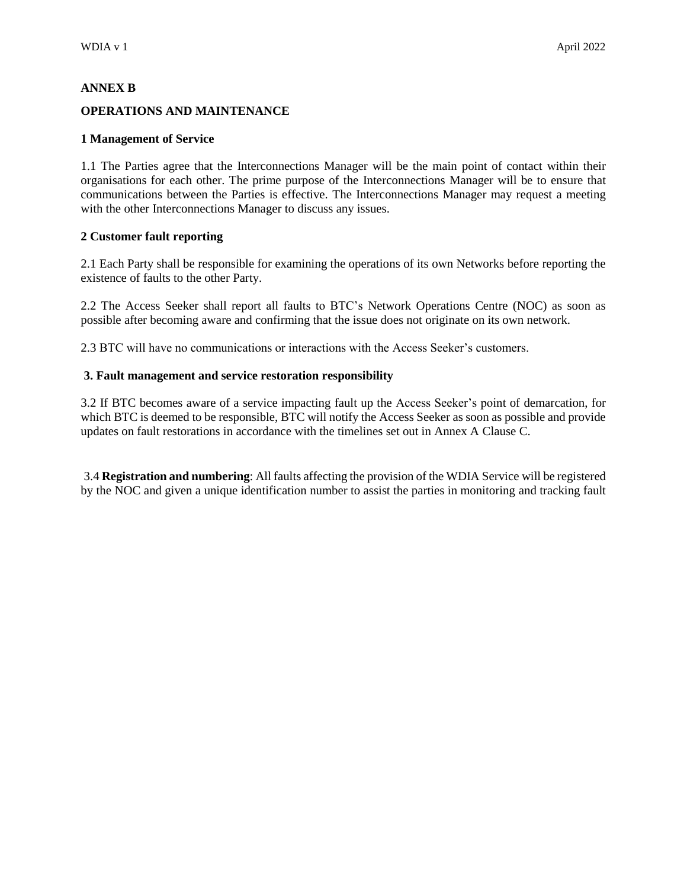**ANNEX B**

**OPERATIONS AND MAINTENANCE**

**1 Management of Service**

1.1 The Parties agree that the Interconnections Manager will be the main point of contact within their organisations for each other. The prime purpose of the Interconnections Manager will be to ensure that communications between the Parties is effective. The Interconnections Manager may request a meeting with the other Interconnections Manager to discuss any issues.

**2 Customer fault reporting**

2.1 Each Party shall be responsible for examining the operations of its own Networks before reporting the existence of faults to the other Party.

2.2 The Access Seeker shall report all faults to BTC's Network Operations Centre (NOC) as soon as possible after becoming aware and confirming that the issue does not originate on its own network.

2.3 BTC will have no communications or interactions with the Access Seeker's customers.

**3. Fault management and service restoration responsibility**

3.2 If BTC becomes aware of a service impacting fault up the Access Seeker's point of demarcation, for which BTC is deemed to be responsible, BTC will notify the Access Seeker as soon as possible and provide updates on fault restorations in accordance with the timelines set out in Annex A Clause C.

3.4 **Registration and numbering**: All faults affecting the provision of the WDIA Service will be registered by the NOC and given a unique identification number to assist the parties in monitoring and tracking fault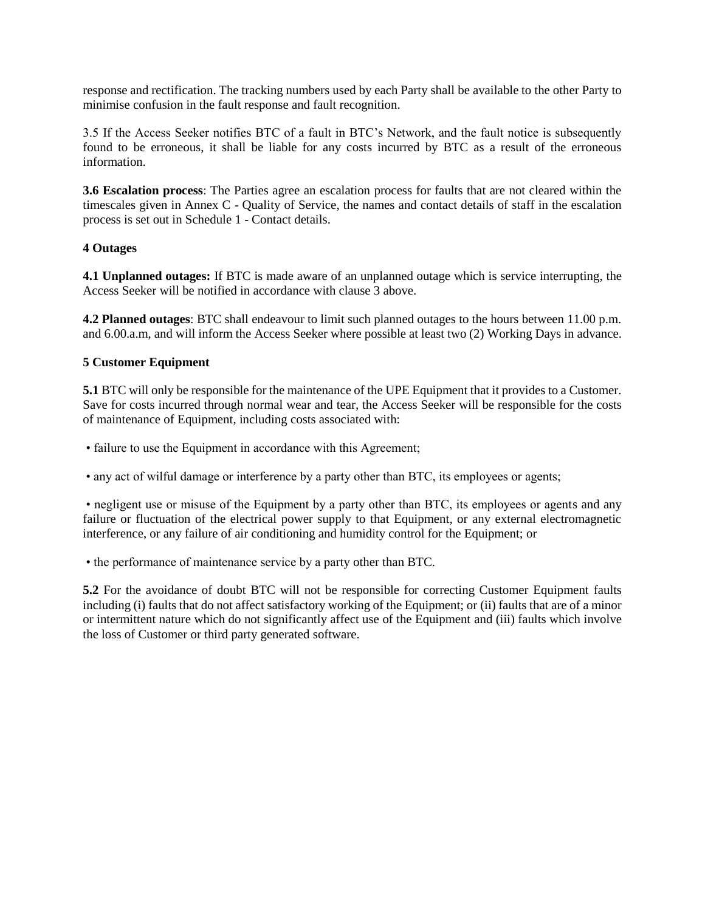response and rectification. The tracking numbers used by each Party shall be available to the other Party to minimise confusion in the fault response and fault recognition.

3.5 If the Access Seeker notifies BTC of a fault in BTC's Network, and the fault notice is subsequently found to be erroneous, it shall be liable for any costs incurred by BTC as a result of the erroneous information.

**3.6 Escalation process**: The Parties agree an escalation process for faults that are not cleared within the timescales given in Annex C - Quality of Service, the names and contact details of staff in the escalation process is set out in Schedule 1 - Contact details.

**4 Outages**

**4.1 Unplanned outages:** If BTC is made aware of an unplanned outage which is service interrupting, the Access Seeker will be notified in accordance with clause 3 above.

**4.2 Planned outages**: BTC shall endeavour to limit such planned outages to the hours between 11.00 p.m. and 6.00.a.m, and will inform the Access Seeker where possible at least two (2) Working Days in advance.

**5 Customer Equipment**

**5.1** BTC will only be responsible for the maintenance of the UPE Equipment that it provides to a Customer. Save for costs incurred through normal wear and tear, the Access Seeker will be responsible for the costs of maintenance of Equipment, including costs associated with:

- failure to use the Equipment in accordance with this Agreement;
- any act of wilful damage or interference by a party other than BTC, its employees or agents;
- negligent use or misuse of the Equipment by a party other than BTC, its employees or agents and any failure or fluctuation of the electrical power supply to that Equipment, or any external electromagnetic interference, or any failure of air conditioning and humidity control for the Equipment; or
- the performance of maintenance service by a party other than BTC.

**5.2** For the avoidance of doubt BTC will not be responsible for correcting Customer Equipment faults including (i) faults that do not affect satisfactory working of the Equipment; or (ii) faults that are of a minor or intermittent nature which do not significantly affect use of the Equipment and (iii) faults which involve the loss of Customer or third party generated software.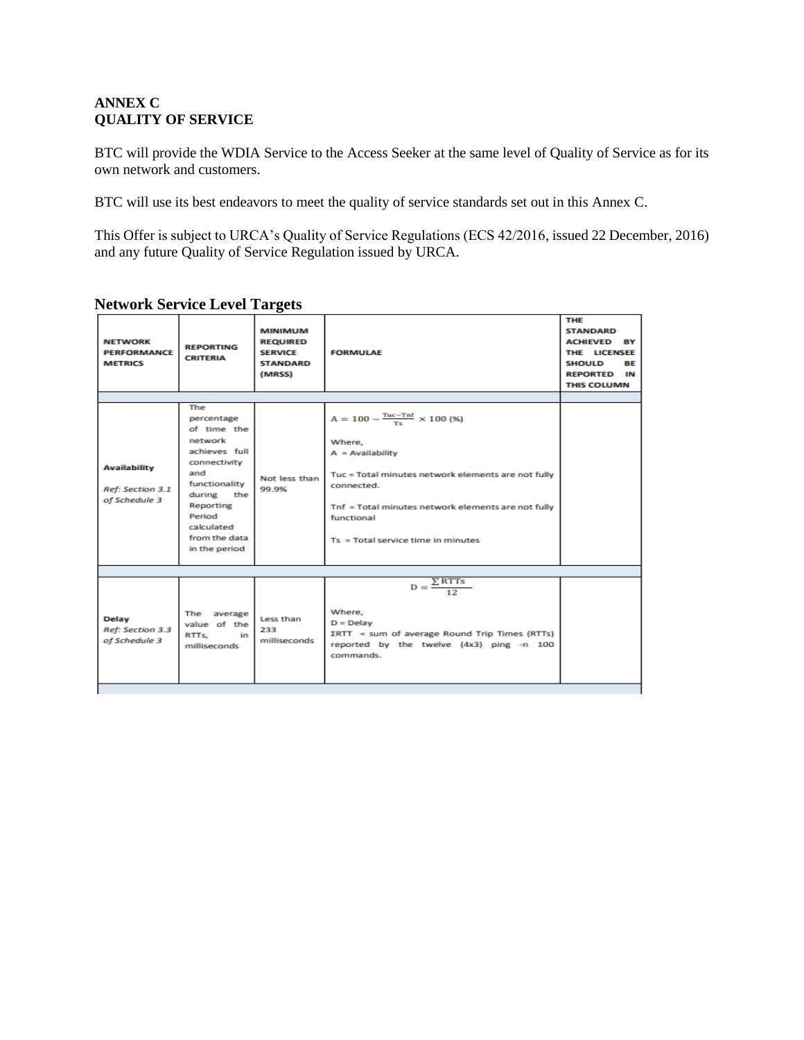# ANNEX C
# QUALITY OF SERVICE

BTC will provide the WDIA Service to the Access Seeker at the same level of Quality of Service as for its own network and customers.

BTC will use its best endeavors to meet the quality of service standards set out in this Annex C.

This Offer is subject to URCA's Quality of Service Regulations (ECS 42/2016, issued 22 December, 2016) and any future Quality of Service Regulation issued by URCA.

## Network Service Level Targets

| NETWORK PERFORMANCE METRICS | REPORTING CRITERIA | MINIMUM REQUIRED SERVICE STANDARD (MRSS) | FORMULAE | THE STANDARD ACHIEVED BY THE LICENSEE SHOULD BE REPORTED IN THIS COLUMN |
|---|---|---|---|---|
| | | | | |
| **Availability** *Ref: Section 3.1 of Schedule 3* | The percentage of time the network achieves full connectivity and functionality during the Reporting Period calculated from the data in the period | Not less than 99.9% | $A = 100 - \frac{Tuc-Tnf}{Ts} \times 100$ (%) Where, A = Availability; Tuc = Total minutes network elements are not fully connected. Tnf = Total minutes network elements are not fully functional; Ts = Total service time in minutes | |
| | | | | |
| **Delay** *Ref: Section 3.3 of Schedule 3* | The average value of the RTTs, in milliseconds | Less than 233 milliseconds | $D = \frac{\sum RTTs}{12}$ Where, D = Delay; ΣRTT = sum of average Round Trip Times (RTTs) reported by the twelve (4x3) ping -n 100 commands. | |
| | | | | |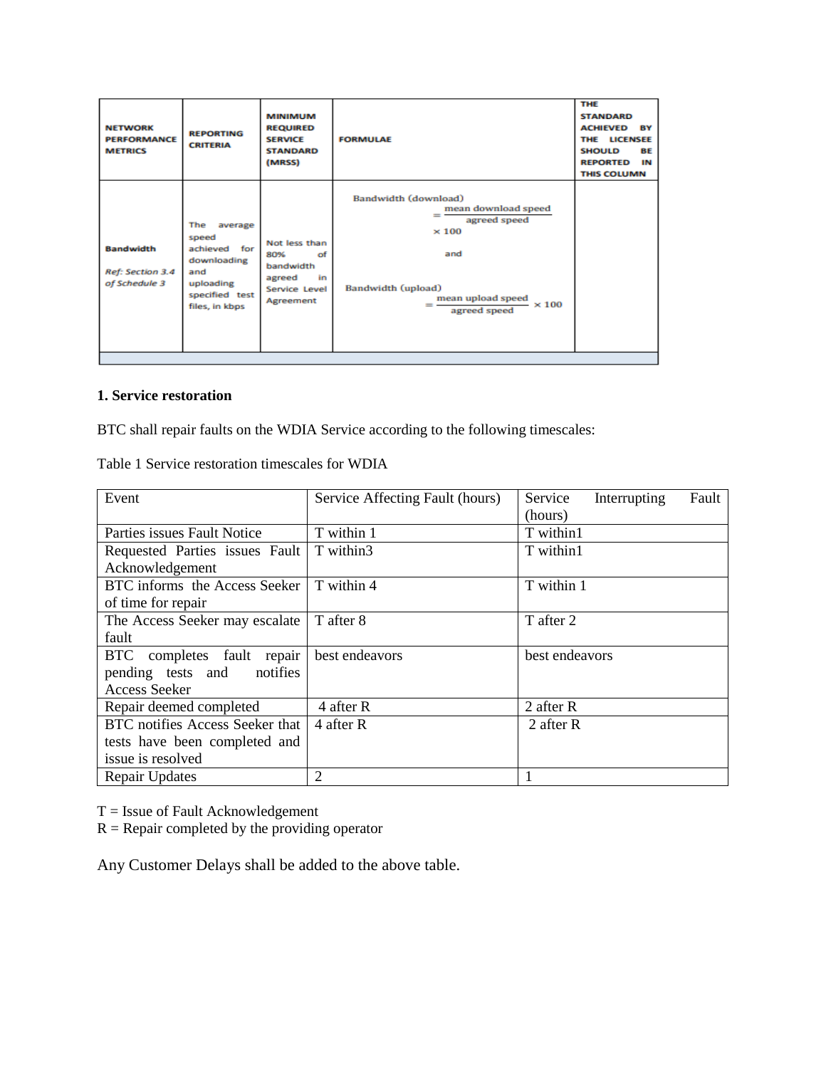| NETWORK PERFORMANCE METRICS | REPORTING CRITERIA | MINIMUM REQUIRED SERVICE STANDARD (MRSS) | FORMULAE | THE STANDARD ACHIEVED BY THE LICENSEE SHOULD BE REPORTED IN THIS COLUMN |
|---|---|---|---|---|
| **Bandwidth**<br>*Ref: Section 3.4 of Schedule 3* | The average speed achieved for downloading and uploading specified test files, in kbps | Not less than 80% of bandwidth agreed in Service Level Agreement | Bandwidth (download) $= \frac{\text{mean download speed}}{\text{agreed speed}} \times 100$<br>and<br>Bandwidth (upload) $= \frac{\text{mean upload speed}}{\text{agreed speed}} \times 100$ | |

**1. Service restoration**

BTC shall repair faults on the WDIA Service according to the following timescales:

Table 1 Service restoration timescales for WDIA

| Event | Service Affecting Fault (hours) | Service Interrupting Fault (hours) |
|---|---|---|
| Parties issues Fault Notice | T within 1 | T within1 |
| Requested Parties issues Fault Acknowledgement | T within3 | T within1 |
| BTC informs the Access Seeker of time for repair | T within 4 | T within 1 |
| The Access Seeker may escalate fault | T after 8 | T after 2 |
| BTC completes fault repair pending tests and notifies Access Seeker | best endeavors | best endeavors |
| Repair deemed completed | 4 after R | 2 after R |
| BTC notifies Access Seeker that tests have been completed and issue is resolved | 4 after R | 2 after R |
| Repair Updates | 2 | 1 |

T = Issue of Fault Acknowledgement
R = Repair completed by the providing operator

Any Customer Delays shall be added to the above table.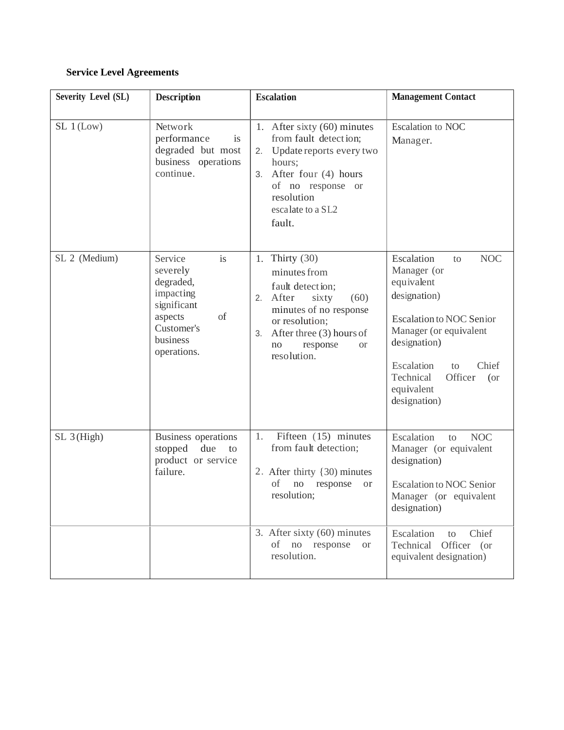**Service Level Agreements**

| Severity Level (SL) | Description | Escalation | Management Contact |
|---|---|---|---|
| SL 1 (Low) | Network performance is degraded but most business operations continue. | 1. After sixty (60) minutes from fault detection;<br>2. Update reports every two hours;<br>3. After four (4) hours of no response or resolution escalate to a SL2 fault. | Escalation to NOC Manager. |
| SL 2 (Medium) | Service is severely degraded, impacting significant aspects of Customer's business operations. | 1. Thirty (30) minutes from fault detection;<br>2. After sixty (60) minutes of no response or resolution;<br>3. After three (3) hours of no response or resolution. | Escalation to NOC Manager (or equivalent designation)<br><br>Escalation to NOC Senior Manager (or equivalent designation)<br><br>Escalation to Chief Technical Officer (or equivalent designation) |
| SL 3 (High) | Business operations stopped due to product or service failure. | 1. Fifteen (15) minutes from fault detection;<br><br>2. After thirty {30) minutes of no response or resolution; | Escalation to NOC Manager (or equivalent designation)<br><br>Escalation to NOC Senior Manager (or equivalent designation) |
| | | 3. After sixty (60) minutes of no response or resolution. | Escalation to Chief Technical Officer (or equivalent designation) |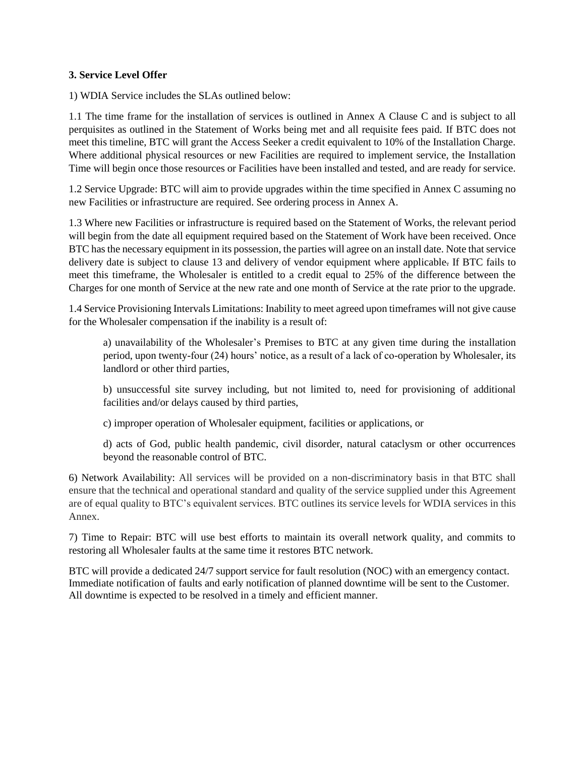**3. Service Level Offer**

1) WDIA Service includes the SLAs outlined below:

1.1 The time frame for the installation of services is outlined in Annex A Clause C and is subject to all perquisites as outlined in the Statement of Works being met and all requisite fees paid. If BTC does not meet this timeline, BTC will grant the Access Seeker a credit equivalent to 10% of the Installation Charge. Where additional physical resources or new Facilities are required to implement service, the Installation Time will begin once those resources or Facilities have been installed and tested, and are ready for service.

1.2 Service Upgrade: BTC will aim to provide upgrades within the time specified in Annex C assuming no new Facilities or infrastructure are required. See ordering process in Annex A.

1.3 Where new Facilities or infrastructure is required based on the Statement of Works, the relevant period will begin from the date all equipment required based on the Statement of Work have been received. Once BTC has the necessary equipment in its possession, the parties will agree on an install date. Note that service delivery date is subject to clause 13 and delivery of vendor equipment where applicable. If BTC fails to meet this timeframe, the Wholesaler is entitled to a credit equal to 25% of the difference between the Charges for one month of Service at the new rate and one month of Service at the rate prior to the upgrade.

1.4 Service Provisioning Intervals Limitations: Inability to meet agreed upon timeframes will not give cause for the Wholesaler compensation if the inability is a result of:

> a) unavailability of the Wholesaler's Premises to BTC at any given time during the installation period, upon twenty-four (24) hours' notice, as a result of a lack of co-operation by Wholesaler, its landlord or other third parties,
>
> b) unsuccessful site survey including, but not limited to, need for provisioning of additional facilities and/or delays caused by third parties,
>
> c) improper operation of Wholesaler equipment, facilities or applications, or
>
> d) acts of God, public health pandemic, civil disorder, natural cataclysm or other occurrences beyond the reasonable control of BTC.

6) Network Availability: All services will be provided on a non-discriminatory basis in that BTC shall ensure that the technical and operational standard and quality of the service supplied under this Agreement are of equal quality to BTC's equivalent services. BTC outlines its service levels for WDIA services in this Annex.

7) Time to Repair: BTC will use best efforts to maintain its overall network quality, and commits to restoring all Wholesaler faults at the same time it restores BTC network.

BTC will provide a dedicated 24/7 support service for fault resolution (NOC) with an emergency contact. Immediate notification of faults and early notification of planned downtime will be sent to the Customer. All downtime is expected to be resolved in a timely and efficient manner.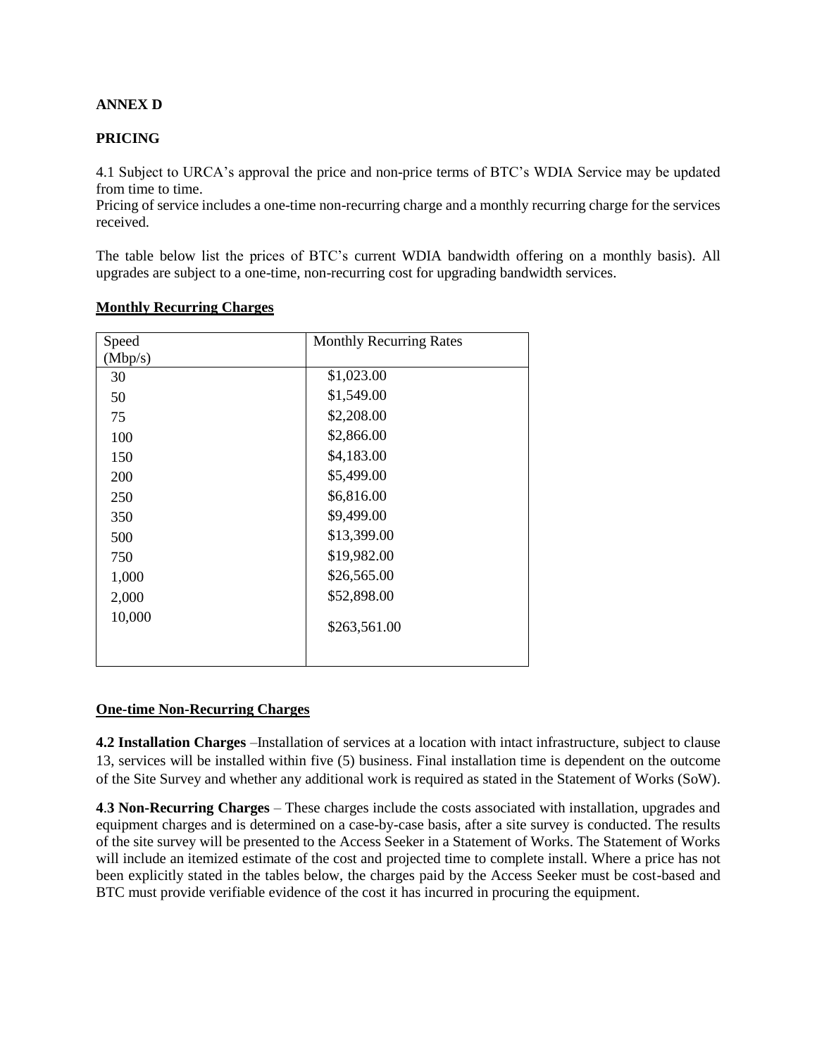**ANNEX D**

**PRICING**

4.1 Subject to URCA's approval the price and non-price terms of BTC's WDIA Service may be updated from time to time.
Pricing of service includes a one-time non-recurring charge and a monthly recurring charge for the services received.

The table below list the prices of BTC's current WDIA bandwidth offering on a monthly basis). All upgrades are subject to a one-time, non-recurring cost for upgrading bandwidth services.

**Monthly Recurring Charges**

| Speed (Mbp/s) | Monthly Recurring Rates |
|---|---|
| 30 | $1,023.00 |
| 50 | $1,549.00 |
| 75 | $2,208.00 |
| 100 | $2,866.00 |
| 150 | $4,183.00 |
| 200 | $5,499.00 |
| 250 | $6,816.00 |
| 350 | $9,499.00 |
| 500 | $13,399.00 |
| 750 | $19,982.00 |
| 1,000 | $26,565.00 |
| 2,000 | $52,898.00 |
| 10,000 | $263,561.00 |

**One-time Non-Recurring Charges**

**4.2 Installation Charges** –Installation of services at a location with intact infrastructure, subject to clause 13, services will be installed within five (5) business. Final installation time is dependent on the outcome of the Site Survey and whether any additional work is required as stated in the Statement of Works (SoW).

**4.3 Non-Recurring Charges** – These charges include the costs associated with installation, upgrades and equipment charges and is determined on a case-by-case basis, after a site survey is conducted. The results of the site survey will be presented to the Access Seeker in a Statement of Works. The Statement of Works will include an itemized estimate of the cost and projected time to complete install. Where a price has not been explicitly stated in the tables below, the charges paid by the Access Seeker must be cost-based and BTC must provide verifiable evidence of the cost it has incurred in procuring the equipment.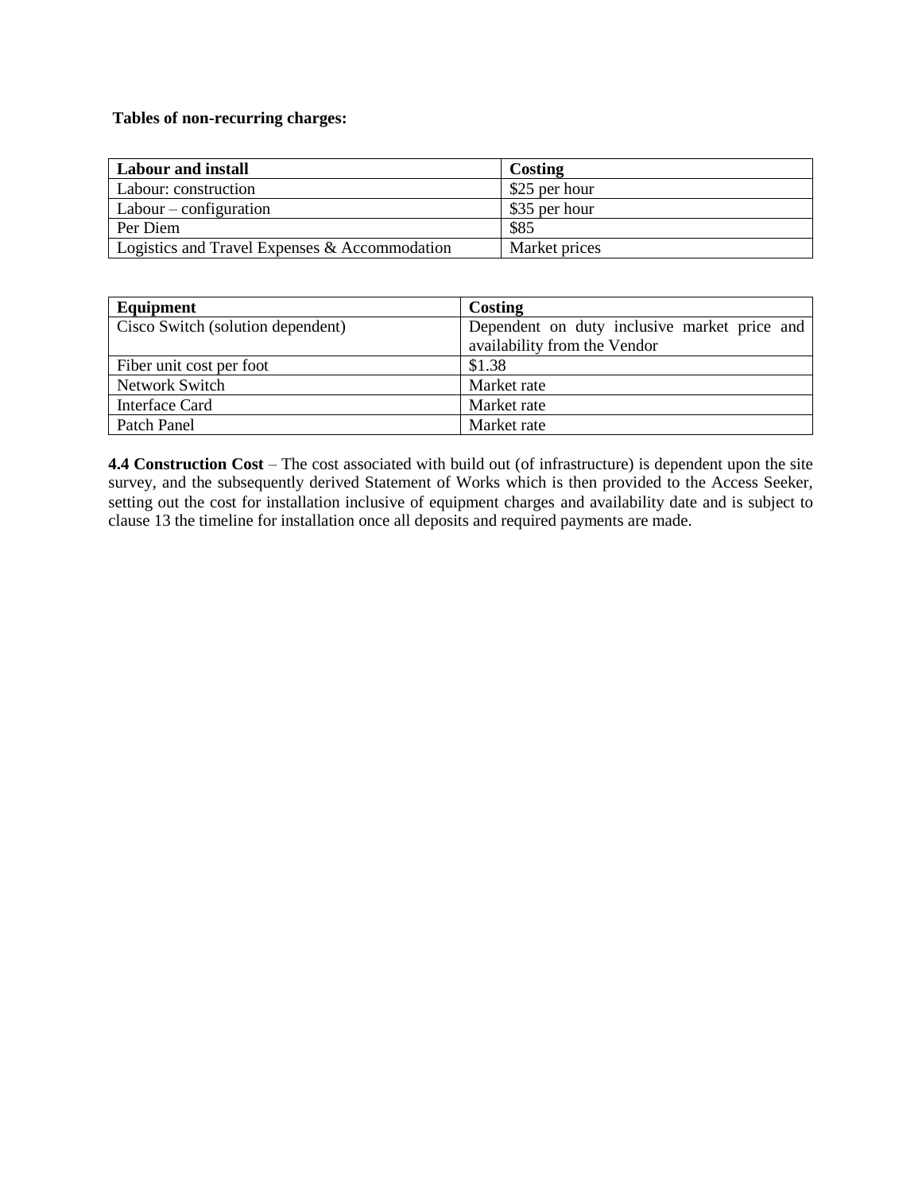**Tables of non-recurring charges:**

| Labour and install | Costing |
|---|---|
| Labour: construction | $25 per hour |
| Labour – configuration | $35 per hour |
| Per Diem | $85 |
| Logistics and Travel Expenses & Accommodation | Market prices |

| Equipment | Costing |
|---|---|
| Cisco Switch (solution dependent) | Dependent on duty inclusive market price and availability from the Vendor |
| Fiber unit cost per foot | $1.38 |
| Network Switch | Market rate |
| Interface Card | Market rate |
| Patch Panel | Market rate |

**4.4 Construction Cost** – The cost associated with build out (of infrastructure) is dependent upon the site survey, and the subsequently derived Statement of Works which is then provided to the Access Seeker, setting out the cost for installation inclusive of equipment charges and availability date and is subject to clause 13 the timeline for installation once all deposits and required payments are made.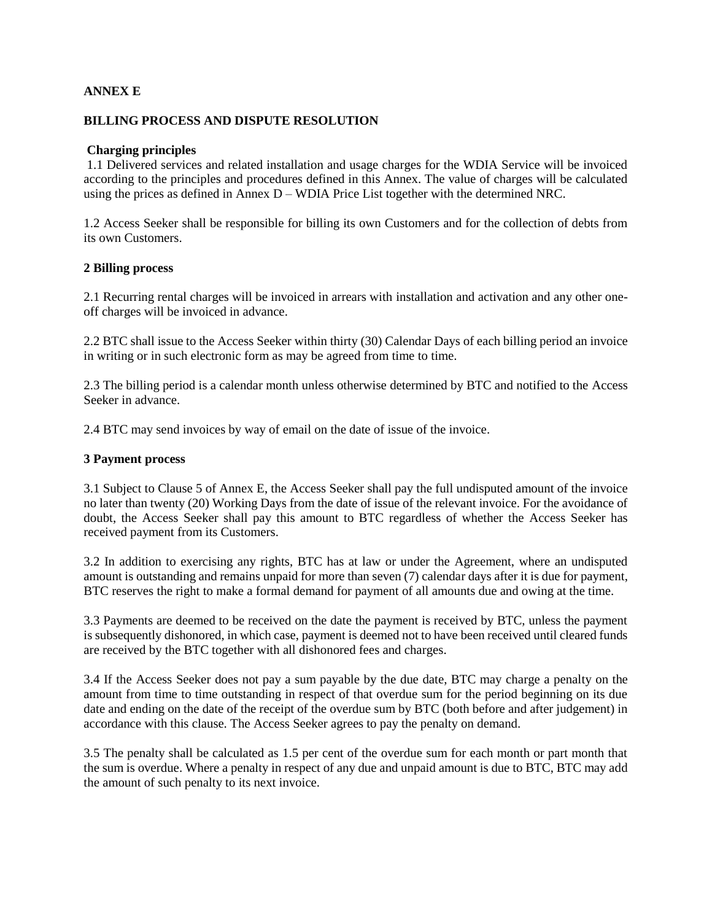**ANNEX E**

**BILLING PROCESS AND DISPUTE RESOLUTION**

**Charging principles**

1.1 Delivered services and related installation and usage charges for the WDIA Service will be invoiced according to the principles and procedures defined in this Annex. The value of charges will be calculated using the prices as defined in Annex D – WDIA Price List together with the determined NRC.

1.2 Access Seeker shall be responsible for billing its own Customers and for the collection of debts from its own Customers.

**2 Billing process**

2.1 Recurring rental charges will be invoiced in arrears with installation and activation and any other one-off charges will be invoiced in advance.

2.2 BTC shall issue to the Access Seeker within thirty (30) Calendar Days of each billing period an invoice in writing or in such electronic form as may be agreed from time to time.

2.3 The billing period is a calendar month unless otherwise determined by BTC and notified to the Access Seeker in advance.

2.4 BTC may send invoices by way of email on the date of issue of the invoice.

**3 Payment process**

3.1 Subject to Clause 5 of Annex E, the Access Seeker shall pay the full undisputed amount of the invoice no later than twenty (20) Working Days from the date of issue of the relevant invoice. For the avoidance of doubt, the Access Seeker shall pay this amount to BTC regardless of whether the Access Seeker has received payment from its Customers.

3.2 In addition to exercising any rights, BTC has at law or under the Agreement, where an undisputed amount is outstanding and remains unpaid for more than seven (7) calendar days after it is due for payment, BTC reserves the right to make a formal demand for payment of all amounts due and owing at the time.

3.3 Payments are deemed to be received on the date the payment is received by BTC, unless the payment is subsequently dishonored, in which case, payment is deemed not to have been received until cleared funds are received by the BTC together with all dishonored fees and charges.

3.4 If the Access Seeker does not pay a sum payable by the due date, BTC may charge a penalty on the amount from time to time outstanding in respect of that overdue sum for the period beginning on its due date and ending on the date of the receipt of the overdue sum by BTC (both before and after judgement) in accordance with this clause. The Access Seeker agrees to pay the penalty on demand.

3.5 The penalty shall be calculated as 1.5 per cent of the overdue sum for each month or part month that the sum is overdue. Where a penalty in respect of any due and unpaid amount is due to BTC, BTC may add the amount of such penalty to its next invoice.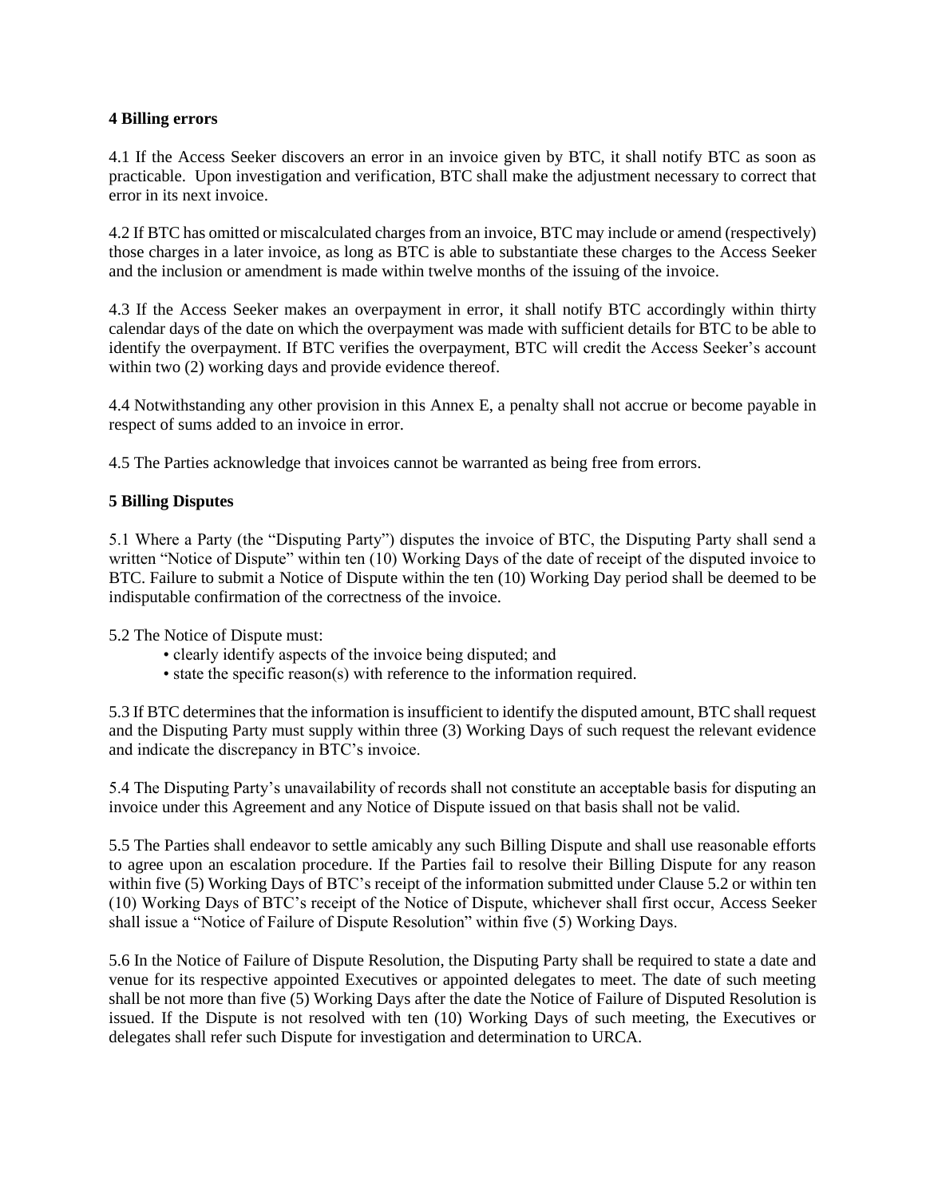## 4 Billing errors

4.1 If the Access Seeker discovers an error in an invoice given by BTC, it shall notify BTC as soon as practicable. Upon investigation and verification, BTC shall make the adjustment necessary to correct that error in its next invoice.

4.2 If BTC has omitted or miscalculated charges from an invoice, BTC may include or amend (respectively) those charges in a later invoice, as long as BTC is able to substantiate these charges to the Access Seeker and the inclusion or amendment is made within twelve months of the issuing of the invoice.

4.3 If the Access Seeker makes an overpayment in error, it shall notify BTC accordingly within thirty calendar days of the date on which the overpayment was made with sufficient details for BTC to be able to identify the overpayment. If BTC verifies the overpayment, BTC will credit the Access Seeker's account within two (2) working days and provide evidence thereof.

4.4 Notwithstanding any other provision in this Annex E, a penalty shall not accrue or become payable in respect of sums added to an invoice in error.

4.5 The Parties acknowledge that invoices cannot be warranted as being free from errors.

## 5 Billing Disputes

5.1 Where a Party (the "Disputing Party") disputes the invoice of BTC, the Disputing Party shall send a written "Notice of Dispute" within ten (10) Working Days of the date of receipt of the disputed invoice to BTC. Failure to submit a Notice of Dispute within the ten (10) Working Day period shall be deemed to be indisputable confirmation of the correctness of the invoice.

5.2 The Notice of Dispute must:

- clearly identify aspects of the invoice being disputed; and
- state the specific reason(s) with reference to the information required.

5.3 If BTC determines that the information is insufficient to identify the disputed amount, BTC shall request and the Disputing Party must supply within three (3) Working Days of such request the relevant evidence and indicate the discrepancy in BTC's invoice.

5.4 The Disputing Party's unavailability of records shall not constitute an acceptable basis for disputing an invoice under this Agreement and any Notice of Dispute issued on that basis shall not be valid.

5.5 The Parties shall endeavor to settle amicably any such Billing Dispute and shall use reasonable efforts to agree upon an escalation procedure. If the Parties fail to resolve their Billing Dispute for any reason within five (5) Working Days of BTC's receipt of the information submitted under Clause 5.2 or within ten (10) Working Days of BTC's receipt of the Notice of Dispute, whichever shall first occur, Access Seeker shall issue a "Notice of Failure of Dispute Resolution" within five (5) Working Days.

5.6 In the Notice of Failure of Dispute Resolution, the Disputing Party shall be required to state a date and venue for its respective appointed Executives or appointed delegates to meet. The date of such meeting shall be not more than five (5) Working Days after the date the Notice of Failure of Disputed Resolution is issued. If the Dispute is not resolved with ten (10) Working Days of such meeting, the Executives or delegates shall refer such Dispute for investigation and determination to URCA.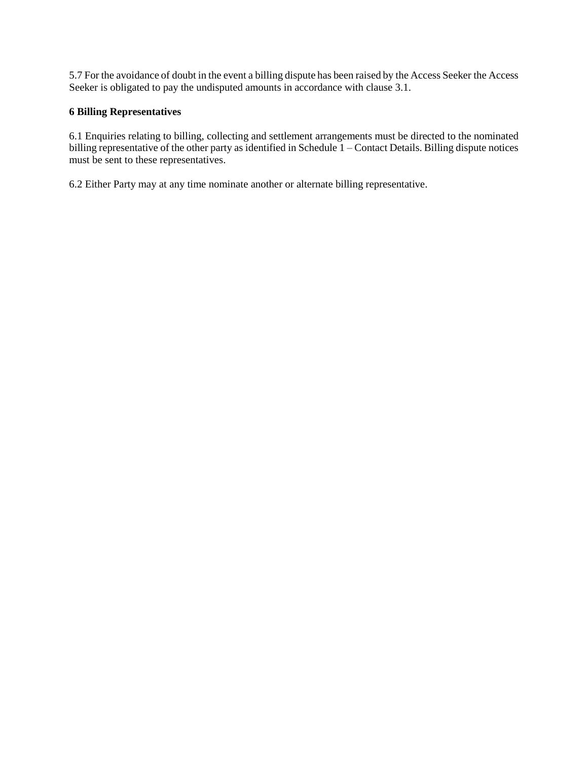5.7 For the avoidance of doubt in the event a billing dispute has been raised by the Access Seeker the Access Seeker is obligated to pay the undisputed amounts in accordance with clause 3.1.

**6 Billing Representatives**

6.1 Enquiries relating to billing, collecting and settlement arrangements must be directed to the nominated billing representative of the other party as identified in Schedule 1 – Contact Details. Billing dispute notices must be sent to these representatives.

6.2 Either Party may at any time nominate another or alternate billing representative.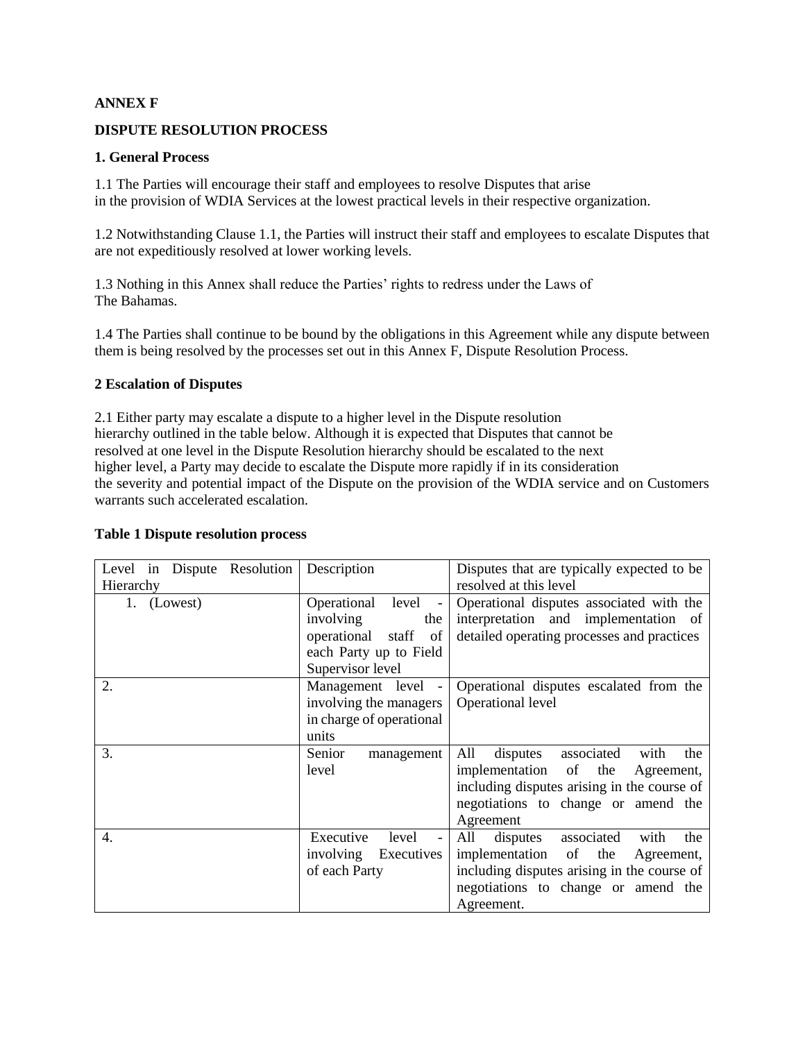**ANNEX F**

**DISPUTE RESOLUTION PROCESS**

**1. General Process**

1.1 The Parties will encourage their staff and employees to resolve Disputes that arise in the provision of WDIA Services at the lowest practical levels in their respective organization.

1.2 Notwithstanding Clause 1.1, the Parties will instruct their staff and employees to escalate Disputes that are not expeditiously resolved at lower working levels.

1.3 Nothing in this Annex shall reduce the Parties' rights to redress under the Laws of The Bahamas.

1.4 The Parties shall continue to be bound by the obligations in this Agreement while any dispute between them is being resolved by the processes set out in this Annex F, Dispute Resolution Process.

**2 Escalation of Disputes**

2.1 Either party may escalate a dispute to a higher level in the Dispute resolution hierarchy outlined in the table below. Although it is expected that Disputes that cannot be resolved at one level in the Dispute Resolution hierarchy should be escalated to the next higher level, a Party may decide to escalate the Dispute more rapidly if in its consideration the severity and potential impact of the Dispute on the provision of the WDIA service and on Customers warrants such accelerated escalation.

**Table 1 Dispute resolution process**

| Level in Dispute Resolution Hierarchy | Description | Disputes that are typically expected to be resolved at this level |
|---|---|---|
| 1. (Lowest) | Operational level - involving the operational staff of each Party up to Field Supervisor level | Operational disputes associated with the interpretation and implementation of detailed operating processes and practices |
| 2. | Management level - involving the managers in charge of operational units | Operational disputes escalated from the Operational level |
| 3. | Senior management level | All disputes associated with the implementation of the Agreement, including disputes arising in the course of negotiations to change or amend the Agreement |
| 4. | Executive level - involving Executives of each Party | All disputes associated with the implementation of the Agreement, including disputes arising in the course of negotiations to change or amend the Agreement. |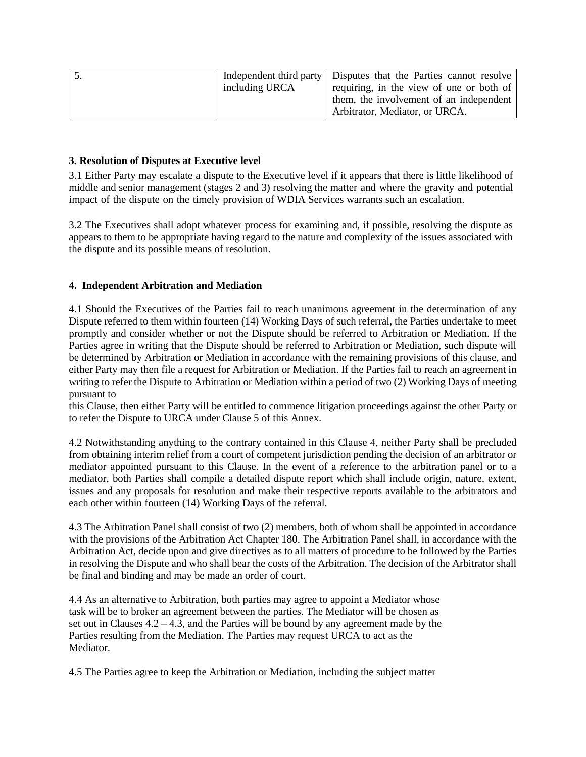| 5. | Independent third party including URCA | Disputes that the Parties cannot resolve requiring, in the view of one or both of them, the involvement of an independent Arbitrator, Mediator, or URCA. |
|---|---|---|

**3. Resolution of Disputes at Executive level**

3.1 Either Party may escalate a dispute to the Executive level if it appears that there is little likelihood of middle and senior management (stages 2 and 3) resolving the matter and where the gravity and potential impact of the dispute on the timely provision of WDIA Services warrants such an escalation.

3.2 The Executives shall adopt whatever process for examining and, if possible, resolving the dispute as appears to them to be appropriate having regard to the nature and complexity of the issues associated with the dispute and its possible means of resolution.

**4. Independent Arbitration and Mediation**

4.1 Should the Executives of the Parties fail to reach unanimous agreement in the determination of any Dispute referred to them within fourteen (14) Working Days of such referral, the Parties undertake to meet promptly and consider whether or not the Dispute should be referred to Arbitration or Mediation. If the Parties agree in writing that the Dispute should be referred to Arbitration or Mediation, such dispute will be determined by Arbitration or Mediation in accordance with the remaining provisions of this clause, and either Party may then file a request for Arbitration or Mediation. If the Parties fail to reach an agreement in writing to refer the Dispute to Arbitration or Mediation within a period of two (2) Working Days of meeting pursuant to this Clause, then either Party will be entitled to commence litigation proceedings against the other Party or to refer the Dispute to URCA under Clause 5 of this Annex.

4.2 Notwithstanding anything to the contrary contained in this Clause 4, neither Party shall be precluded from obtaining interim relief from a court of competent jurisdiction pending the decision of an arbitrator or mediator appointed pursuant to this Clause. In the event of a reference to the arbitration panel or to a mediator, both Parties shall compile a detailed dispute report which shall include origin, nature, extent, issues and any proposals for resolution and make their respective reports available to the arbitrators and each other within fourteen (14) Working Days of the referral.

4.3 The Arbitration Panel shall consist of two (2) members, both of whom shall be appointed in accordance with the provisions of the Arbitration Act Chapter 180. The Arbitration Panel shall, in accordance with the Arbitration Act, decide upon and give directives as to all matters of procedure to be followed by the Parties in resolving the Dispute and who shall bear the costs of the Arbitration. The decision of the Arbitrator shall be final and binding and may be made an order of court.

4.4 As an alternative to Arbitration, both parties may agree to appoint a Mediator whose task will be to broker an agreement between the parties. The Mediator will be chosen as set out in Clauses 4.2 – 4.3, and the Parties will be bound by any agreement made by the Parties resulting from the Mediation. The Parties may request URCA to act as the Mediator.

4.5 The Parties agree to keep the Arbitration or Mediation, including the subject matter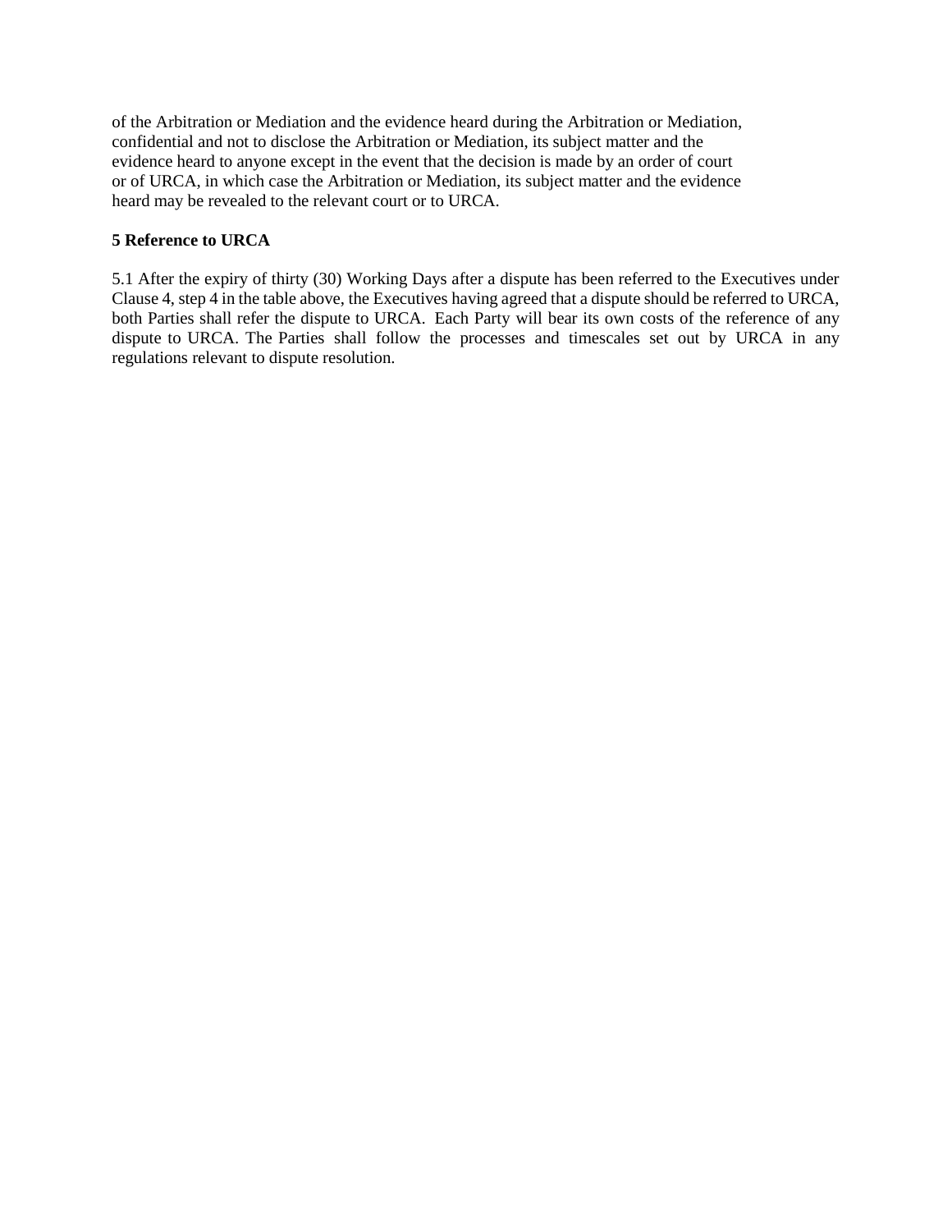of the Arbitration or Mediation and the evidence heard during the Arbitration or Mediation, confidential and not to disclose the Arbitration or Mediation, its subject matter and the evidence heard to anyone except in the event that the decision is made by an order of court or of URCA, in which case the Arbitration or Mediation, its subject matter and the evidence heard may be revealed to the relevant court or to URCA.

**5 Reference to URCA**

5.1 After the expiry of thirty (30) Working Days after a dispute has been referred to the Executives under Clause 4, step 4 in the table above, the Executives having agreed that a dispute should be referred to URCA, both Parties shall refer the dispute to URCA. Each Party will bear its own costs of the reference of any dispute to URCA. The Parties shall follow the processes and timescales set out by URCA in any regulations relevant to dispute resolution.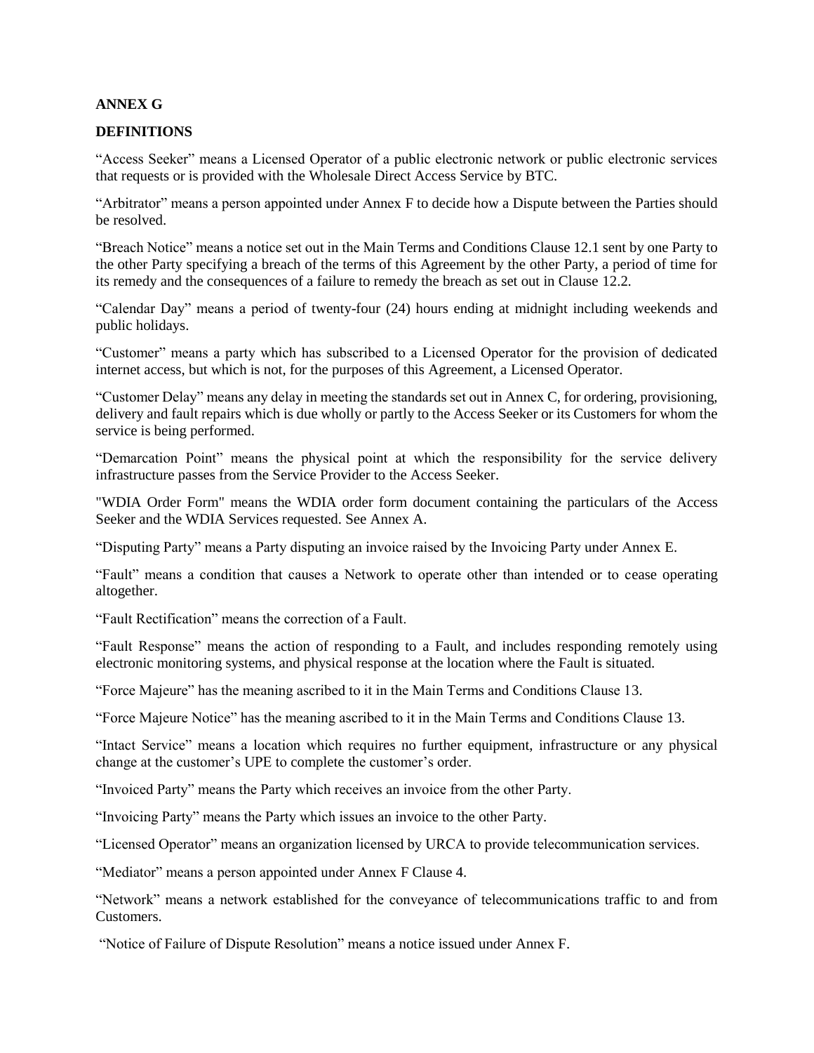**ANNEX G**

**DEFINITIONS**

“Access Seeker” means a Licensed Operator of a public electronic network or public electronic services that requests or is provided with the Wholesale Direct Access Service by BTC.

“Arbitrator” means a person appointed under Annex F to decide how a Dispute between the Parties should be resolved.

“Breach Notice” means a notice set out in the Main Terms and Conditions Clause 12.1 sent by one Party to the other Party specifying a breach of the terms of this Agreement by the other Party, a period of time for its remedy and the consequences of a failure to remedy the breach as set out in Clause 12.2.

“Calendar Day” means a period of twenty-four (24) hours ending at midnight including weekends and public holidays.

“Customer” means a party which has subscribed to a Licensed Operator for the provision of dedicated internet access, but which is not, for the purposes of this Agreement, a Licensed Operator.

“Customer Delay” means any delay in meeting the standards set out in Annex C, for ordering, provisioning, delivery and fault repairs which is due wholly or partly to the Access Seeker or its Customers for whom the service is being performed.

“Demarcation Point” means the physical point at which the responsibility for the service delivery infrastructure passes from the Service Provider to the Access Seeker.

"WDIA Order Form" means the WDIA order form document containing the particulars of the Access Seeker and the WDIA Services requested. See Annex A.

“Disputing Party” means a Party disputing an invoice raised by the Invoicing Party under Annex E.

“Fault” means a condition that causes a Network to operate other than intended or to cease operating altogether.

“Fault Rectification” means the correction of a Fault.

“Fault Response” means the action of responding to a Fault, and includes responding remotely using electronic monitoring systems, and physical response at the location where the Fault is situated.

“Force Majeure” has the meaning ascribed to it in the Main Terms and Conditions Clause 13.

“Force Majeure Notice” has the meaning ascribed to it in the Main Terms and Conditions Clause 13.

“Intact Service” means a location which requires no further equipment, infrastructure or any physical change at the customer’s UPE to complete the customer’s order.

“Invoiced Party” means the Party which receives an invoice from the other Party.

“Invoicing Party” means the Party which issues an invoice to the other Party.

“Licensed Operator” means an organization licensed by URCA to provide telecommunication services.

“Mediator” means a person appointed under Annex F Clause 4.

“Network” means a network established for the conveyance of telecommunications traffic to and from Customers.

“Notice of Failure of Dispute Resolution” means a notice issued under Annex F.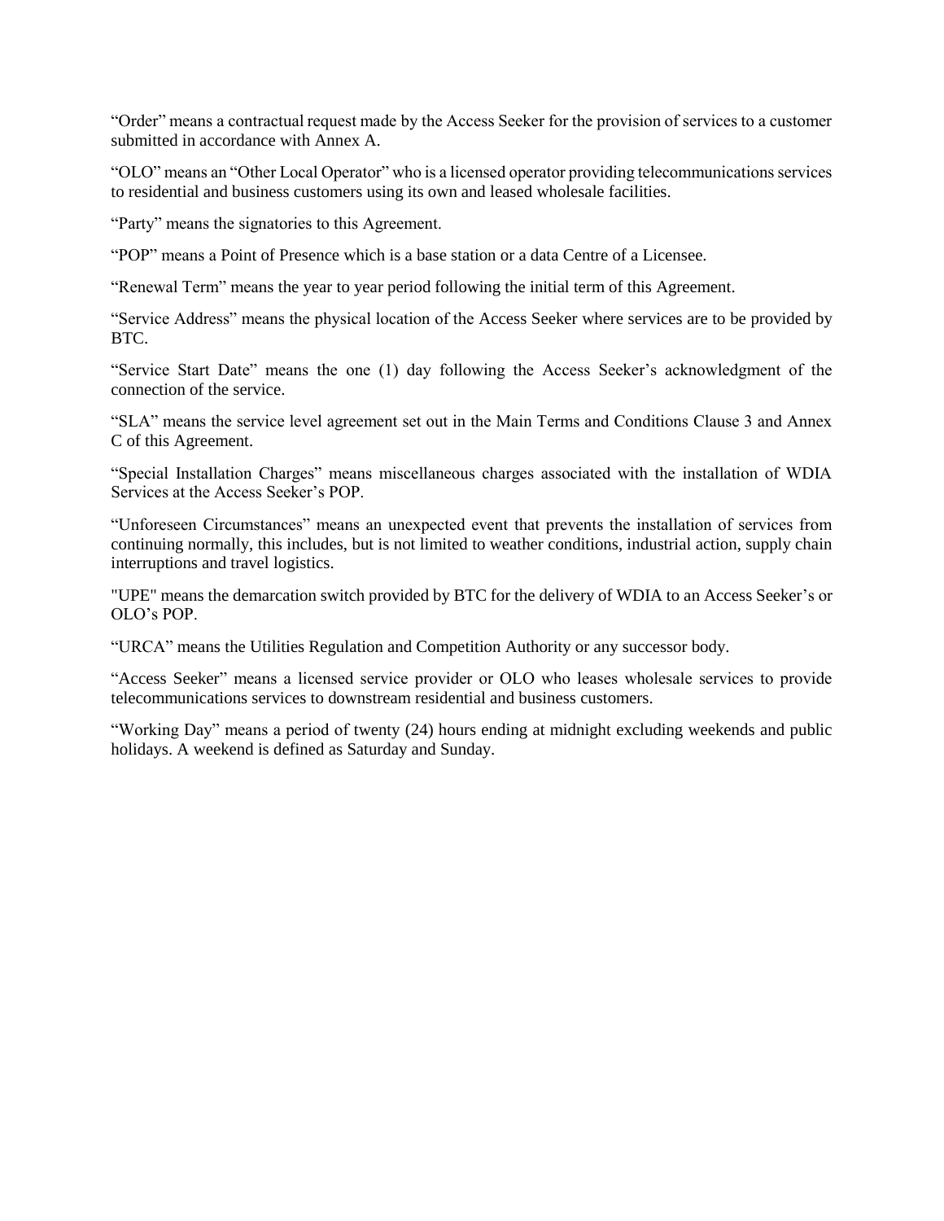“Order” means a contractual request made by the Access Seeker for the provision of services to a customer submitted in accordance with Annex A.

“OLO” means an “Other Local Operator” who is a licensed operator providing telecommunications services to residential and business customers using its own and leased wholesale facilities.

“Party” means the signatories to this Agreement.

“POP” means a Point of Presence which is a base station or a data Centre of a Licensee.

“Renewal Term” means the year to year period following the initial term of this Agreement.

“Service Address” means the physical location of the Access Seeker where services are to be provided by BTC.

“Service Start Date” means the one (1) day following the Access Seeker’s acknowledgment of the connection of the service.

“SLA” means the service level agreement set out in the Main Terms and Conditions Clause 3 and Annex C of this Agreement.

“Special Installation Charges” means miscellaneous charges associated with the installation of WDIA Services at the Access Seeker’s POP.

“Unforeseen Circumstances” means an unexpected event that prevents the installation of services from continuing normally, this includes, but is not limited to weather conditions, industrial action, supply chain interruptions and travel logistics.

"UPE" means the demarcation switch provided by BTC for the delivery of WDIA to an Access Seeker’s or OLO’s POP.

“URCA” means the Utilities Regulation and Competition Authority or any successor body.

“Access Seeker” means a licensed service provider or OLO who leases wholesale services to provide telecommunications services to downstream residential and business customers.

“Working Day” means a period of twenty (24) hours ending at midnight excluding weekends and public holidays. A weekend is defined as Saturday and Sunday.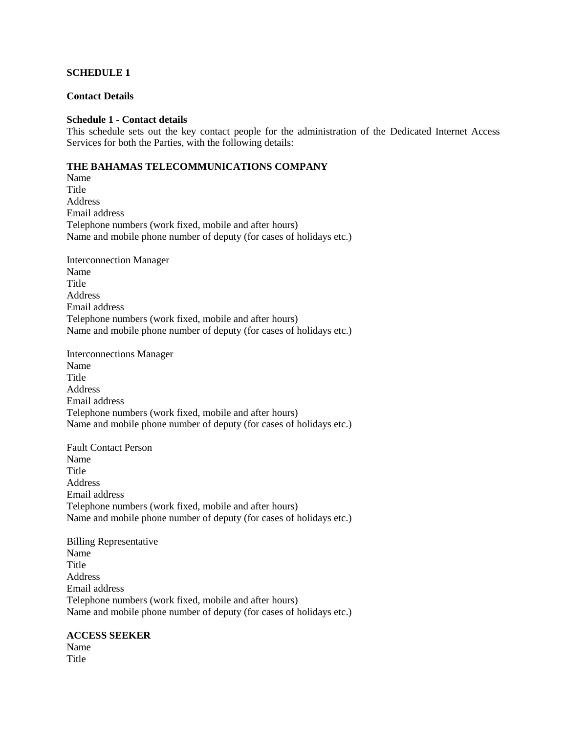**SCHEDULE 1**

**Contact Details**

**Schedule 1 - Contact details**

This schedule sets out the key contact people for the administration of the Dedicated Internet Access Services for both the Parties, with the following details:

**THE BAHAMAS TELECOMMUNICATIONS COMPANY**

Name
Title
Address
Email address
Telephone numbers (work fixed, mobile and after hours)
Name and mobile phone number of deputy (for cases of holidays etc.)

Interconnection Manager
Name
Title
Address
Email address
Telephone numbers (work fixed, mobile and after hours)
Name and mobile phone number of deputy (for cases of holidays etc.)

Interconnections Manager
Name
Title
Address
Email address
Telephone numbers (work fixed, mobile and after hours)
Name and mobile phone number of deputy (for cases of holidays etc.)

Fault Contact Person
Name
Title
Address
Email address
Telephone numbers (work fixed, mobile and after hours)
Name and mobile phone number of deputy (for cases of holidays etc.)

Billing Representative
Name
Title
Address
Email address
Telephone numbers (work fixed, mobile and after hours)
Name and mobile phone number of deputy (for cases of holidays etc.)

**ACCESS SEEKER**

Name
Title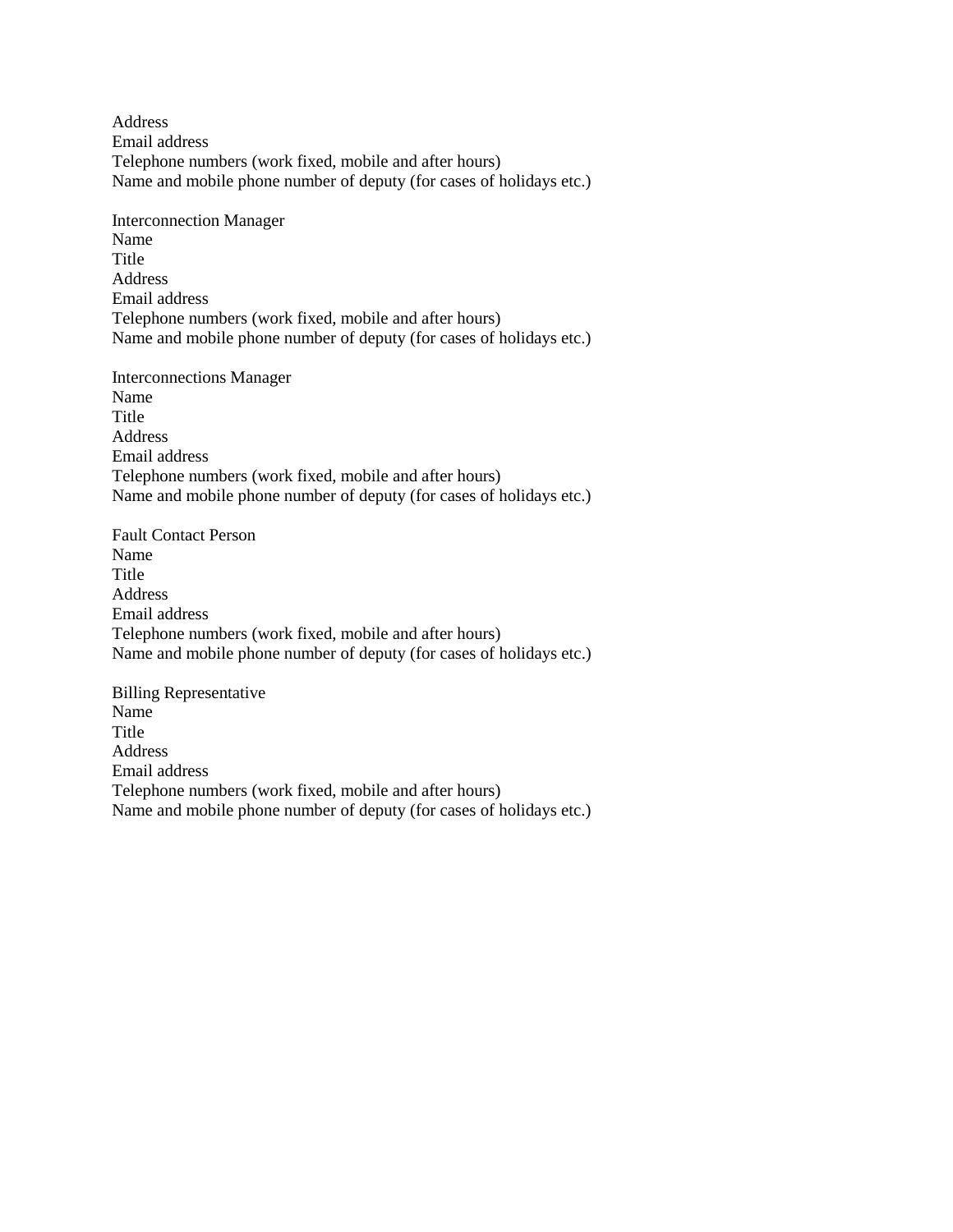Address
Email address
Telephone numbers (work fixed, mobile and after hours)
Name and mobile phone number of deputy (for cases of holidays etc.)

Interconnection Manager
Name
Title
Address
Email address
Telephone numbers (work fixed, mobile and after hours)
Name and mobile phone number of deputy (for cases of holidays etc.)

Interconnections Manager
Name
Title
Address
Email address
Telephone numbers (work fixed, mobile and after hours)
Name and mobile phone number of deputy (for cases of holidays etc.)

Fault Contact Person
Name
Title
Address
Email address
Telephone numbers (work fixed, mobile and after hours)
Name and mobile phone number of deputy (for cases of holidays etc.)

Billing Representative
Name
Title
Address
Email address
Telephone numbers (work fixed, mobile and after hours)
Name and mobile phone number of deputy (for cases of holidays etc.)